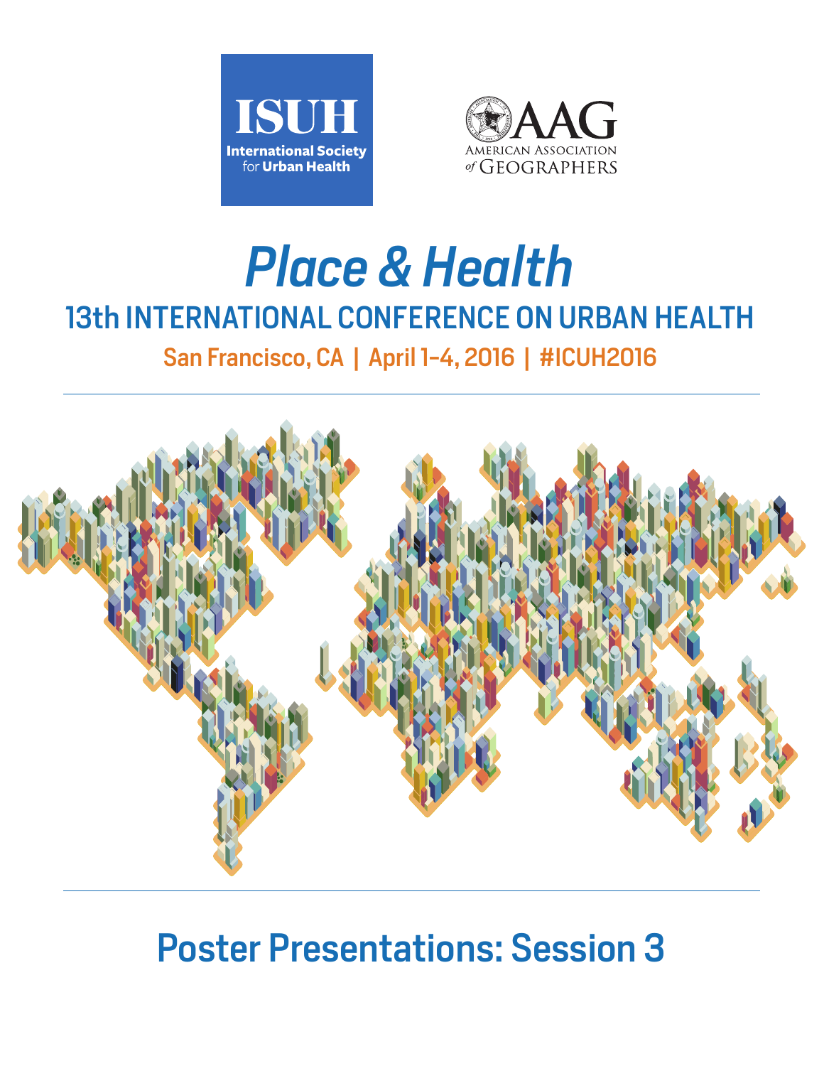ISUH
International Society for Urban Health

AAG
American Association of Geographers

# *Place & Health*

## 13th INTERNATIONAL CONFERENCE ON URBAN HEALTH

**San Francisco, CA | April 1–4, 2016 | #ICUH2016**

## Poster Presentations: Session 3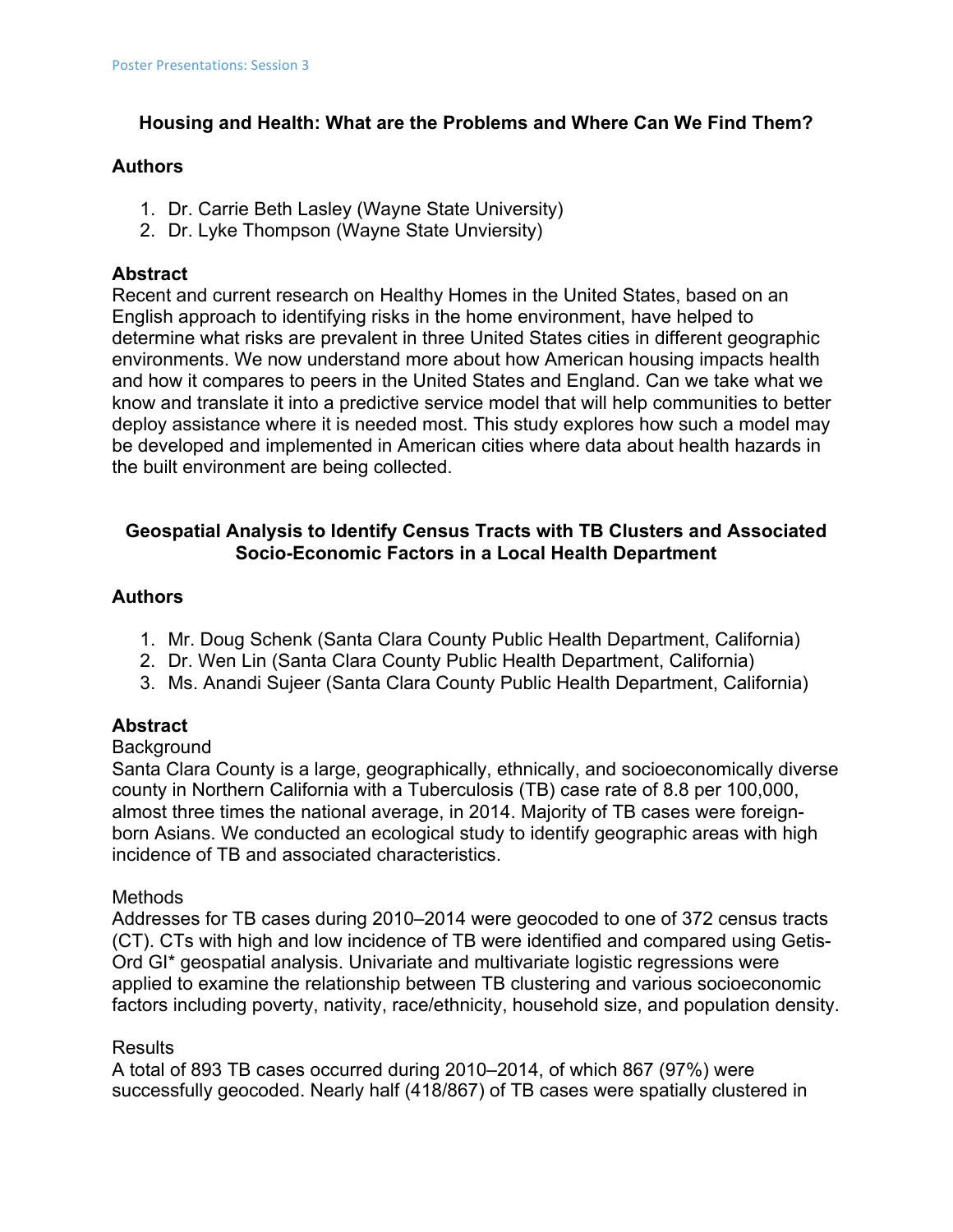## Housing and Health: What are the Problems and Where Can We Find Them?

### Authors

1. Dr. Carrie Beth Lasley (Wayne State University)
2. Dr. Lyke Thompson (Wayne State Unviersity)

### Abstract

Recent and current research on Healthy Homes in the United States, based on an English approach to identifying risks in the home environment, have helped to determine what risks are prevalent in three United States cities in different geographic environments. We now understand more about how American housing impacts health and how it compares to peers in the United States and England. Can we take what we know and translate it into a predictive service model that will help communities to better deploy assistance where it is needed most. This study explores how such a model may be developed and implemented in American cities where data about health hazards in the built environment are being collected.

## Geospatial Analysis to Identify Census Tracts with TB Clusters and Associated Socio-Economic Factors in a Local Health Department

### Authors

1. Mr. Doug Schenk (Santa Clara County Public Health Department, California)
2. Dr. Wen Lin (Santa Clara County Public Health Department, California)
3. Ms. Anandi Sujeer (Santa Clara County Public Health Department, California)

### Abstract

Background

Santa Clara County is a large, geographically, ethnically, and socioeconomically diverse county in Northern California with a Tuberculosis (TB) case rate of 8.8 per 100,000, almost three times the national average, in 2014. Majority of TB cases were foreign-born Asians. We conducted an ecological study to identify geographic areas with high incidence of TB and associated characteristics.

Methods

Addresses for TB cases during 2010–2014 were geocoded to one of 372 census tracts (CT). CTs with high and low incidence of TB were identified and compared using Getis-Ord GI* geospatial analysis. Univariate and multivariate logistic regressions were applied to examine the relationship between TB clustering and various socioeconomic factors including poverty, nativity, race/ethnicity, household size, and population density.

Results

A total of 893 TB cases occurred during 2010–2014, of which 867 (97%) were successfully geocoded. Nearly half (418/867) of TB cases were spatially clustered in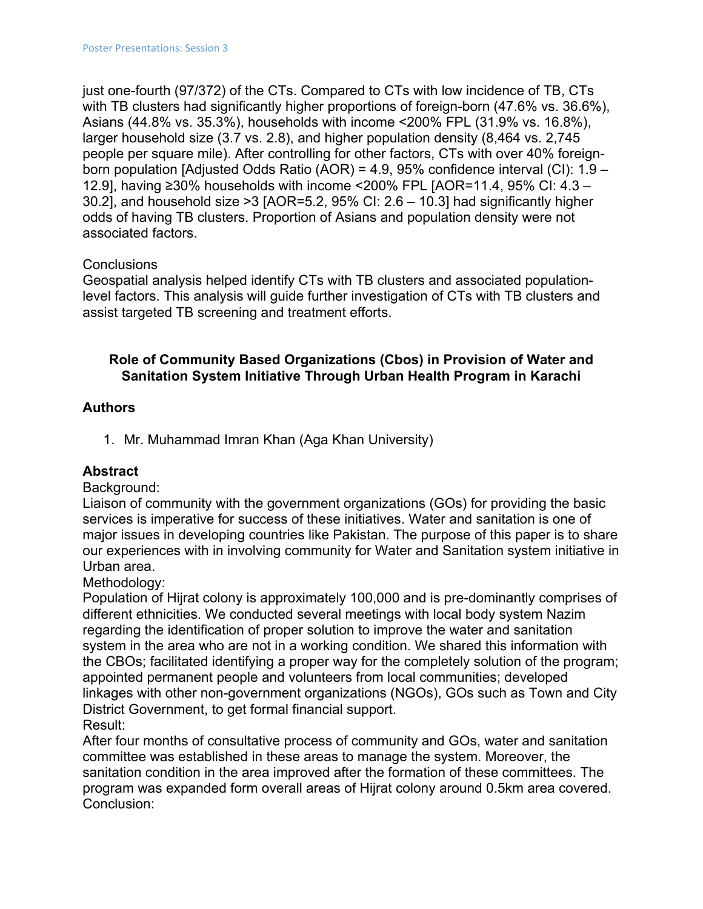just one-fourth (97/372) of the CTs. Compared to CTs with low incidence of TB, CTs with TB clusters had significantly higher proportions of foreign-born (47.6% vs. 36.6%), Asians (44.8% vs. 35.3%), households with income <200% FPL (31.9% vs. 16.8%), larger household size (3.7 vs. 2.8), and higher population density (8,464 vs. 2,745 people per square mile). After controlling for other factors, CTs with over 40% foreign-born population [Adjusted Odds Ratio (AOR) = 4.9, 95% confidence interval (CI): 1.9 – 12.9], having ≥30% households with income <200% FPL [AOR=11.4, 95% CI: 4.3 – 30.2], and household size >3 [AOR=5.2, 95% CI: 2.6 – 10.3] had significantly higher odds of having TB clusters. Proportion of Asians and population density were not associated factors.

Conclusions

Geospatial analysis helped identify CTs with TB clusters and associated population-level factors. This analysis will guide further investigation of CTs with TB clusters and assist targeted TB screening and treatment efforts.

## Role of Community Based Organizations (Cbos) in Provision of Water and Sanitation System Initiative Through Urban Health Program in Karachi

### Authors

1. Mr. Muhammad Imran Khan (Aga Khan University)

### Abstract

Background:

Liaison of community with the government organizations (GOs) for providing the basic services is imperative for success of these initiatives. Water and sanitation is one of major issues in developing countries like Pakistan. The purpose of this paper is to share our experiences with in involving community for Water and Sanitation system initiative in Urban area.

Methodology:

Population of Hijrat colony is approximately 100,000 and is pre-dominantly comprises of different ethnicities. We conducted several meetings with local body system Nazim regarding the identification of proper solution to improve the water and sanitation system in the area who are not in a working condition. We shared this information with the CBOs; facilitated identifying a proper way for the completely solution of the program; appointed permanent people and volunteers from local communities; developed linkages with other non-government organizations (NGOs), GOs such as Town and City District Government, to get formal financial support.

Result:

After four months of consultative process of community and GOs, water and sanitation committee was established in these areas to manage the system. Moreover, the sanitation condition in the area improved after the formation of these committees. The program was expanded form overall areas of Hijrat colony around 0.5km area covered.

Conclusion: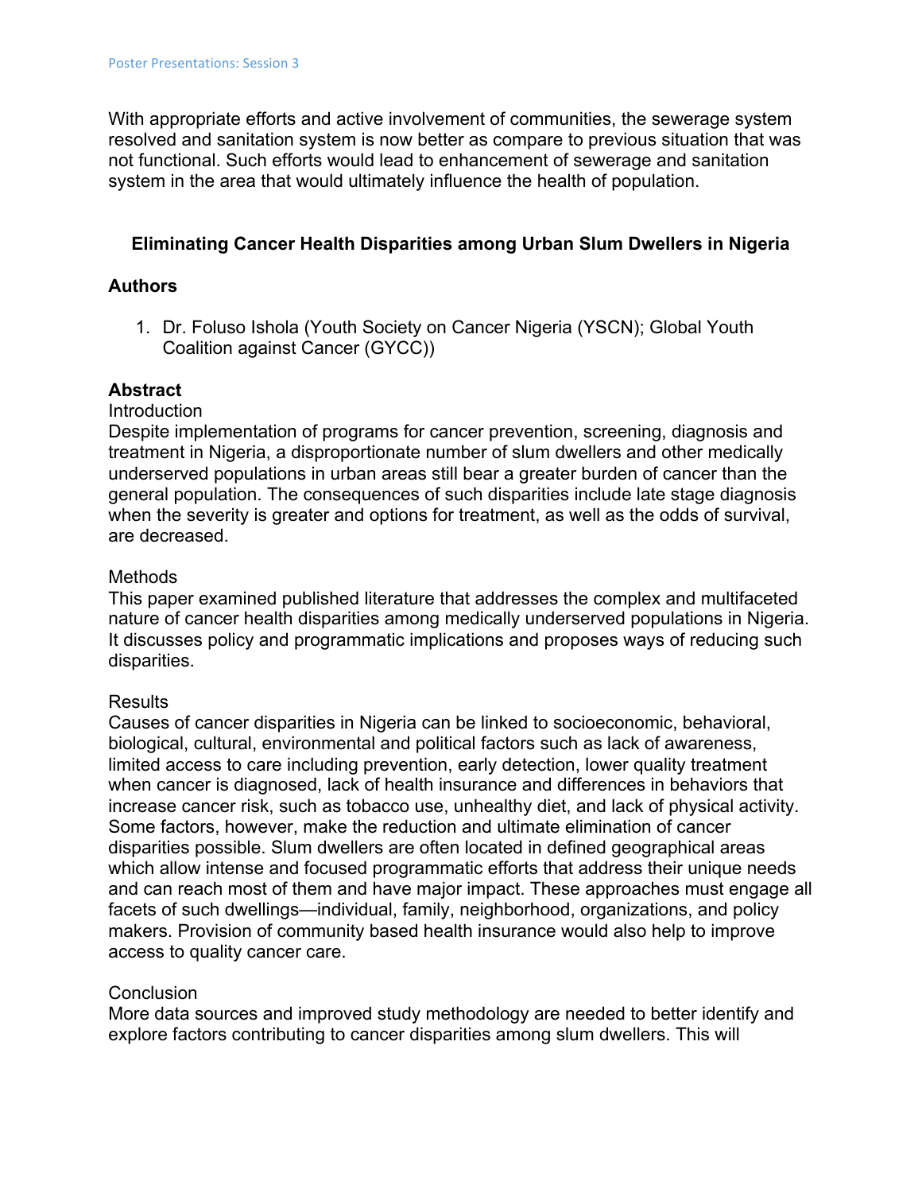With appropriate efforts and active involvement of communities, the sewerage system resolved and sanitation system is now better as compare to previous situation that was not functional. Such efforts would lead to enhancement of sewerage and sanitation system in the area that would ultimately influence the health of population.

## Eliminating Cancer Health Disparities among Urban Slum Dwellers in Nigeria

### Authors

1. Dr. Foluso Ishola (Youth Society on Cancer Nigeria (YSCN); Global Youth Coalition against Cancer (GYCC))

### Abstract

Introduction

Despite implementation of programs for cancer prevention, screening, diagnosis and treatment in Nigeria, a disproportionate number of slum dwellers and other medically underserved populations in urban areas still bear a greater burden of cancer than the general population. The consequences of such disparities include late stage diagnosis when the severity is greater and options for treatment, as well as the odds of survival, are decreased.

Methods

This paper examined published literature that addresses the complex and multifaceted nature of cancer health disparities among medically underserved populations in Nigeria. It discusses policy and programmatic implications and proposes ways of reducing such disparities.

Results

Causes of cancer disparities in Nigeria can be linked to socioeconomic, behavioral, biological, cultural, environmental and political factors such as lack of awareness, limited access to care including prevention, early detection, lower quality treatment when cancer is diagnosed, lack of health insurance and differences in behaviors that increase cancer risk, such as tobacco use, unhealthy diet, and lack of physical activity. Some factors, however, make the reduction and ultimate elimination of cancer disparities possible. Slum dwellers are often located in defined geographical areas which allow intense and focused programmatic efforts that address their unique needs and can reach most of them and have major impact. These approaches must engage all facets of such dwellings—individual, family, neighborhood, organizations, and policy makers. Provision of community based health insurance would also help to improve access to quality cancer care.

Conclusion

More data sources and improved study methodology are needed to better identify and explore factors contributing to cancer disparities among slum dwellers. This will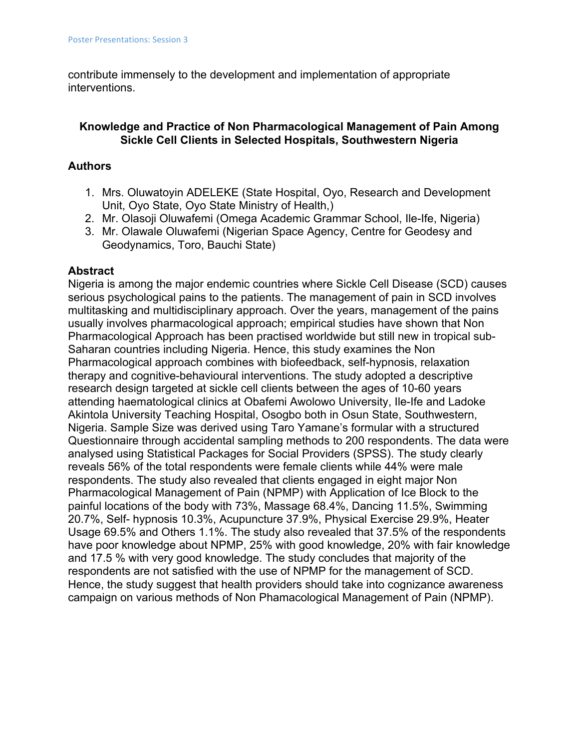contribute immensely to the development and implementation of appropriate interventions.

## Knowledge and Practice of Non Pharmacological Management of Pain Among Sickle Cell Clients in Selected Hospitals, Southwestern Nigeria

### Authors

1. Mrs. Oluwatoyin ADELEKE (State Hospital, Oyo, Research and Development Unit, Oyo State, Oyo State Ministry of Health,)
2. Mr. Olasoji Oluwafemi (Omega Academic Grammar School, Ile-Ife, Nigeria)
3. Mr. Olawale Oluwafemi (Nigerian Space Agency, Centre for Geodesy and Geodynamics, Toro, Bauchi State)

### Abstract

Nigeria is among the major endemic countries where Sickle Cell Disease (SCD) causes serious psychological pains to the patients. The management of pain in SCD involves multitasking and multidisciplinary approach. Over the years, management of the pains usually involves pharmacological approach; empirical studies have shown that Non Pharmacological Approach has been practised worldwide but still new in tropical sub-Saharan countries including Nigeria. Hence, this study examines the Non Pharmacological approach combines with biofeedback, self-hypnosis, relaxation therapy and cognitive-behavioural interventions. The study adopted a descriptive research design targeted at sickle cell clients between the ages of 10-60 years attending haematological clinics at Obafemi Awolowo University, Ile-Ife and Ladoke Akintola University Teaching Hospital, Osogbo both in Osun State, Southwestern, Nigeria. Sample Size was derived using Taro Yamane's formular with a structured Questionnaire through accidental sampling methods to 200 respondents. The data were analysed using Statistical Packages for Social Providers (SPSS). The study clearly reveals 56% of the total respondents were female clients while 44% were male respondents. The study also revealed that clients engaged in eight major Non Pharmacological Management of Pain (NPMP) with Application of Ice Block to the painful locations of the body with 73%, Massage 68.4%, Dancing 11.5%, Swimming 20.7%, Self- hypnosis 10.3%, Acupuncture 37.9%, Physical Exercise 29.9%, Heater Usage 69.5% and Others 1.1%. The study also revealed that 37.5% of the respondents have poor knowledge about NPMP, 25% with good knowledge, 20% with fair knowledge and 17.5 % with very good knowledge. The study concludes that majority of the respondents are not satisfied with the use of NPMP for the management of SCD. Hence, the study suggest that health providers should take into cognizance awareness campaign on various methods of Non Phamacological Management of Pain (NPMP).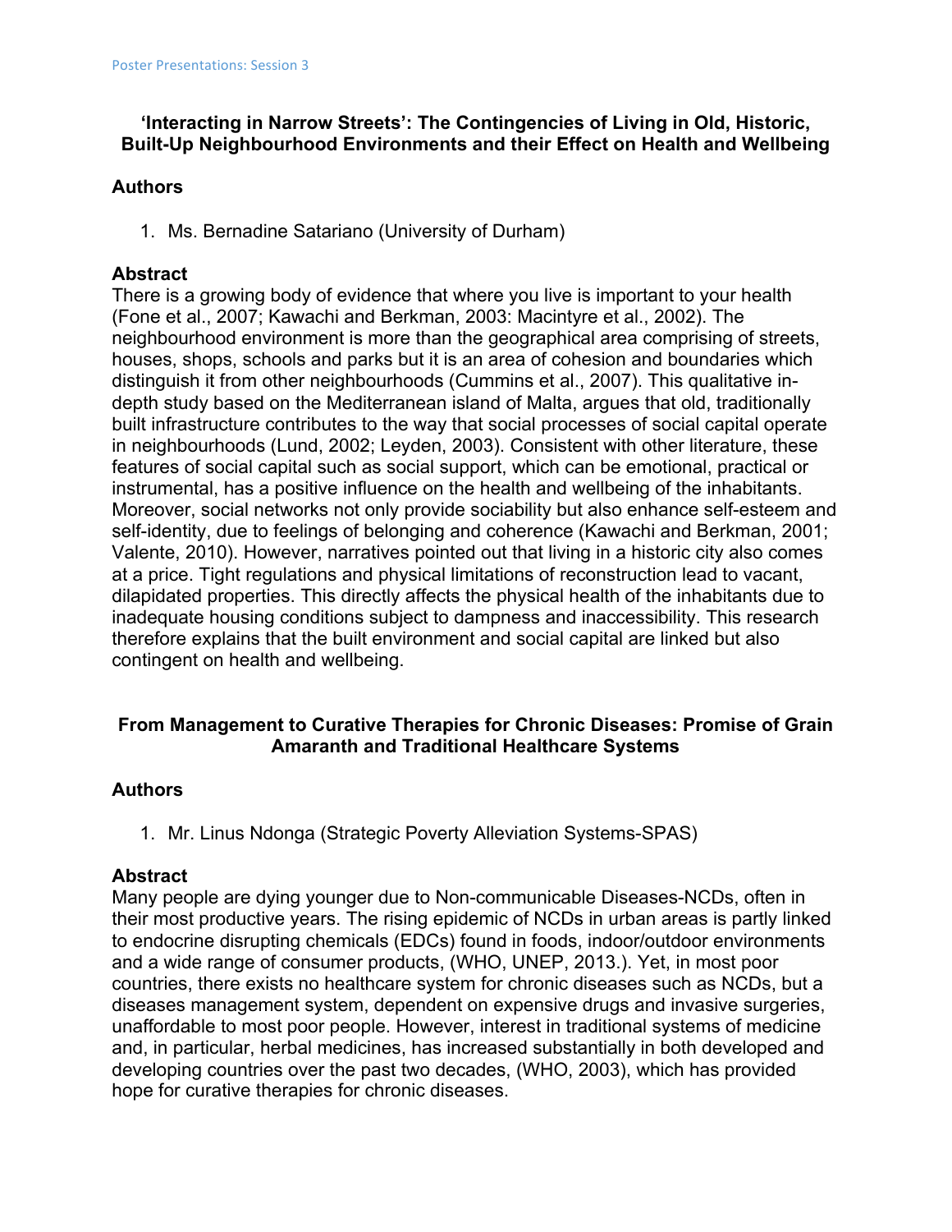### 'Interacting in Narrow Streets': The Contingencies of Living in Old, Historic, Built-Up Neighbourhood Environments and their Effect on Health and Wellbeing

**Authors**

1. Ms. Bernadine Satariano (University of Durham)

**Abstract**

There is a growing body of evidence that where you live is important to your health (Fone et al., 2007; Kawachi and Berkman, 2003: Macintyre et al., 2002). The neighbourhood environment is more than the geographical area comprising of streets, houses, shops, schools and parks but it is an area of cohesion and boundaries which distinguish it from other neighbourhoods (Cummins et al., 2007). This qualitative in-depth study based on the Mediterranean island of Malta, argues that old, traditionally built infrastructure contributes to the way that social processes of social capital operate in neighbourhoods (Lund, 2002; Leyden, 2003). Consistent with other literature, these features of social capital such as social support, which can be emotional, practical or instrumental, has a positive influence on the health and wellbeing of the inhabitants. Moreover, social networks not only provide sociability but also enhance self-esteem and self-identity, due to feelings of belonging and coherence (Kawachi and Berkman, 2001; Valente, 2010). However, narratives pointed out that living in a historic city also comes at a price. Tight regulations and physical limitations of reconstruction lead to vacant, dilapidated properties. This directly affects the physical health of the inhabitants due to inadequate housing conditions subject to dampness and inaccessibility. This research therefore explains that the built environment and social capital are linked but also contingent on health and wellbeing.

### From Management to Curative Therapies for Chronic Diseases: Promise of Grain Amaranth and Traditional Healthcare Systems

**Authors**

1. Mr. Linus Ndonga (Strategic Poverty Alleviation Systems-SPAS)

**Abstract**

Many people are dying younger due to Non-communicable Diseases-NCDs, often in their most productive years. The rising epidemic of NCDs in urban areas is partly linked to endocrine disrupting chemicals (EDCs) found in foods, indoor/outdoor environments and a wide range of consumer products, (WHO, UNEP, 2013.). Yet, in most poor countries, there exists no healthcare system for chronic diseases such as NCDs, but a diseases management system, dependent on expensive drugs and invasive surgeries, unaffordable to most poor people. However, interest in traditional systems of medicine and, in particular, herbal medicines, has increased substantially in both developed and developing countries over the past two decades, (WHO, 2003), which has provided hope for curative therapies for chronic diseases.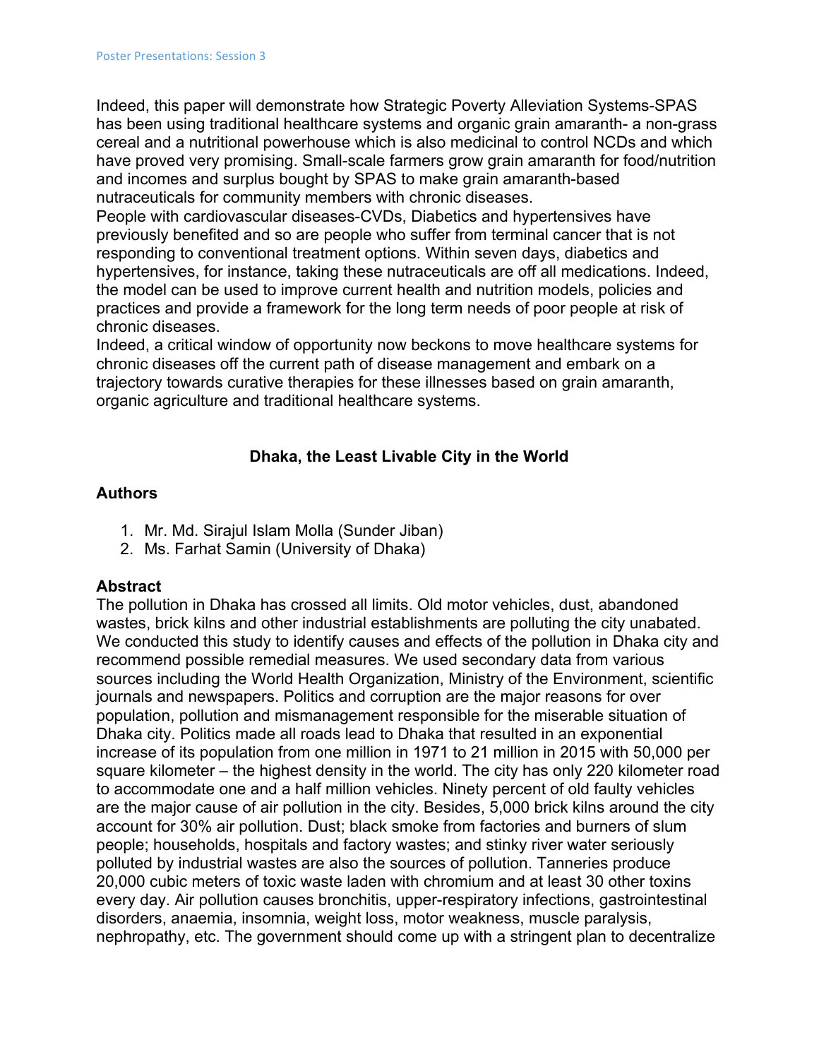Indeed, this paper will demonstrate how Strategic Poverty Alleviation Systems-SPAS has been using traditional healthcare systems and organic grain amaranth- a non-grass cereal and a nutritional powerhouse which is also medicinal to control NCDs and which have proved very promising. Small-scale farmers grow grain amaranth for food/nutrition and incomes and surplus bought by SPAS to make grain amaranth-based nutraceuticals for community members with chronic diseases.
People with cardiovascular diseases-CVDs, Diabetics and hypertensives have previously benefited and so are people who suffer from terminal cancer that is not responding to conventional treatment options. Within seven days, diabetics and hypertensives, for instance, taking these nutraceuticals are off all medications. Indeed, the model can be used to improve current health and nutrition models, policies and practices and provide a framework for the long term needs of poor people at risk of chronic diseases.
Indeed, a critical window of opportunity now beckons to move healthcare systems for chronic diseases off the current path of disease management and embark on a trajectory towards curative therapies for these illnesses based on grain amaranth, organic agriculture and traditional healthcare systems.

## Dhaka, the Least Livable City in the World

### Authors

1. Mr. Md. Sirajul Islam Molla (Sunder Jiban)
2. Ms. Farhat Samin (University of Dhaka)

### Abstract

The pollution in Dhaka has crossed all limits. Old motor vehicles, dust, abandoned wastes, brick kilns and other industrial establishments are polluting the city unabated. We conducted this study to identify causes and effects of the pollution in Dhaka city and recommend possible remedial measures. We used secondary data from various sources including the World Health Organization, Ministry of the Environment, scientific journals and newspapers. Politics and corruption are the major reasons for over population, pollution and mismanagement responsible for the miserable situation of Dhaka city. Politics made all roads lead to Dhaka that resulted in an exponential increase of its population from one million in 1971 to 21 million in 2015 with 50,000 per square kilometer – the highest density in the world. The city has only 220 kilometer road to accommodate one and a half million vehicles. Ninety percent of old faulty vehicles are the major cause of air pollution in the city. Besides, 5,000 brick kilns around the city account for 30% air pollution. Dust; black smoke from factories and burners of slum people; households, hospitals and factory wastes; and stinky river water seriously polluted by industrial wastes are also the sources of pollution. Tanneries produce 20,000 cubic meters of toxic waste laden with chromium and at least 30 other toxins every day. Air pollution causes bronchitis, upper-respiratory infections, gastrointestinal disorders, anaemia, insomnia, weight loss, motor weakness, muscle paralysis, nephropathy, etc. The government should come up with a stringent plan to decentralize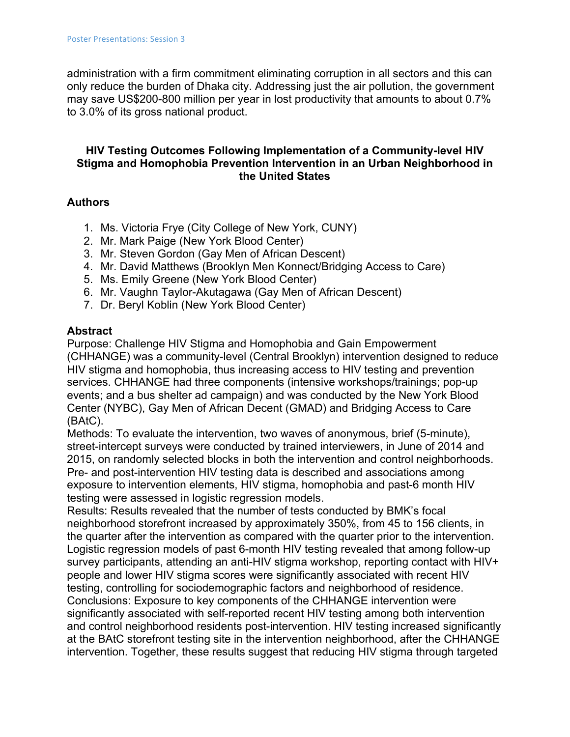administration with a firm commitment eliminating corruption in all sectors and this can only reduce the burden of Dhaka city. Addressing just the air pollution, the government may save US$200-800 million per year in lost productivity that amounts to about 0.7% to 3.0% of its gross national product.

### HIV Testing Outcomes Following Implementation of a Community-level HIV Stigma and Homophobia Prevention Intervention in an Urban Neighborhood in the United States

#### Authors

1. Ms. Victoria Frye (City College of New York, CUNY)
2. Mr. Mark Paige (New York Blood Center)
3. Mr. Steven Gordon (Gay Men of African Descent)
4. Mr. David Matthews (Brooklyn Men Konnect/Bridging Access to Care)
5. Ms. Emily Greene (New York Blood Center)
6. Mr. Vaughn Taylor-Akutagawa (Gay Men of African Descent)
7. Dr. Beryl Koblin (New York Blood Center)

#### Abstract

Purpose: Challenge HIV Stigma and Homophobia and Gain Empowerment (CHHANGE) was a community-level (Central Brooklyn) intervention designed to reduce HIV stigma and homophobia, thus increasing access to HIV testing and prevention services. CHHANGE had three components (intensive workshops/trainings; pop-up events; and a bus shelter ad campaign) and was conducted by the New York Blood Center (NYBC), Gay Men of African Decent (GMAD) and Bridging Access to Care (BAtC).

Methods: To evaluate the intervention, two waves of anonymous, brief (5-minute), street-intercept surveys were conducted by trained interviewers, in June of 2014 and 2015, on randomly selected blocks in both the intervention and control neighborhoods. Pre- and post-intervention HIV testing data is described and associations among exposure to intervention elements, HIV stigma, homophobia and past-6 month HIV testing were assessed in logistic regression models.

Results: Results revealed that the number of tests conducted by BMK's focal neighborhood storefront increased by approximately 350%, from 45 to 156 clients, in the quarter after the intervention as compared with the quarter prior to the intervention. Logistic regression models of past 6-month HIV testing revealed that among follow-up survey participants, attending an anti-HIV stigma workshop, reporting contact with HIV+ people and lower HIV stigma scores were significantly associated with recent HIV testing, controlling for sociodemographic factors and neighborhood of residence.

Conclusions: Exposure to key components of the CHHANGE intervention were significantly associated with self-reported recent HIV testing among both intervention and control neighborhood residents post-intervention. HIV testing increased significantly at the BAtC storefront testing site in the intervention neighborhood, after the CHHANGE intervention. Together, these results suggest that reducing HIV stigma through targeted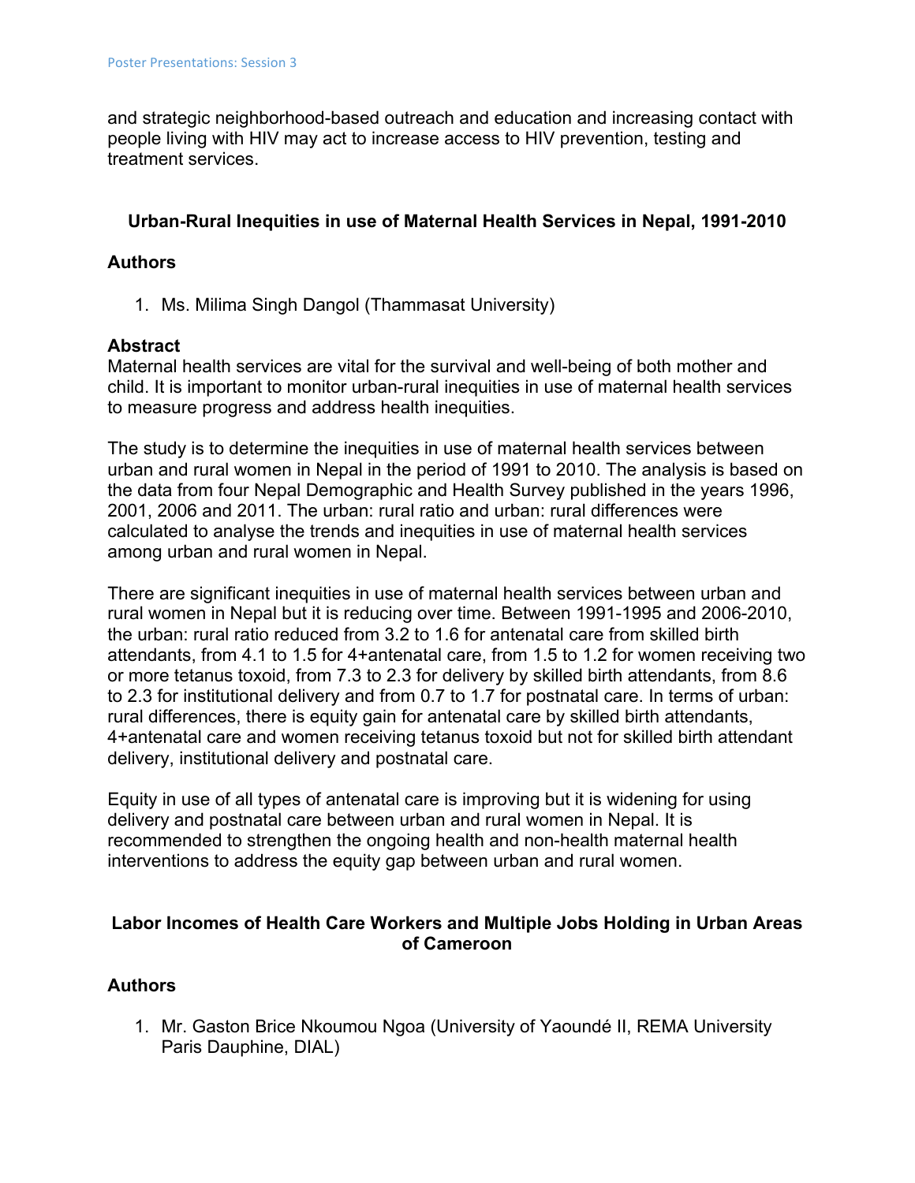and strategic neighborhood-based outreach and education and increasing contact with people living with HIV may act to increase access to HIV prevention, testing and treatment services.

## Urban-Rural Inequities in use of Maternal Health Services in Nepal, 1991-2010

### Authors

1. Ms. Milima Singh Dangol (Thammasat University)

### Abstract

Maternal health services are vital for the survival and well-being of both mother and child. It is important to monitor urban-rural inequities in use of maternal health services to measure progress and address health inequities.

The study is to determine the inequities in use of maternal health services between urban and rural women in Nepal in the period of 1991 to 2010. The analysis is based on the data from four Nepal Demographic and Health Survey published in the years 1996, 2001, 2006 and 2011. The urban: rural ratio and urban: rural differences were calculated to analyse the trends and inequities in use of maternal health services among urban and rural women in Nepal.

There are significant inequities in use of maternal health services between urban and rural women in Nepal but it is reducing over time. Between 1991-1995 and 2006-2010, the urban: rural ratio reduced from 3.2 to 1.6 for antenatal care from skilled birth attendants, from 4.1 to 1.5 for 4+antenatal care, from 1.5 to 1.2 for women receiving two or more tetanus toxoid, from 7.3 to 2.3 for delivery by skilled birth attendants, from 8.6 to 2.3 for institutional delivery and from 0.7 to 1.7 for postnatal care. In terms of urban: rural differences, there is equity gain for antenatal care by skilled birth attendants, 4+antenatal care and women receiving tetanus toxoid but not for skilled birth attendant delivery, institutional delivery and postnatal care.

Equity in use of all types of antenatal care is improving but it is widening for using delivery and postnatal care between urban and rural women in Nepal. It is recommended to strengthen the ongoing health and non-health maternal health interventions to address the equity gap between urban and rural women.

## Labor Incomes of Health Care Workers and Multiple Jobs Holding in Urban Areas of Cameroon

### Authors

1. Mr. Gaston Brice Nkoumou Ngoa (University of Yaoundé II, REMA University Paris Dauphine, DIAL)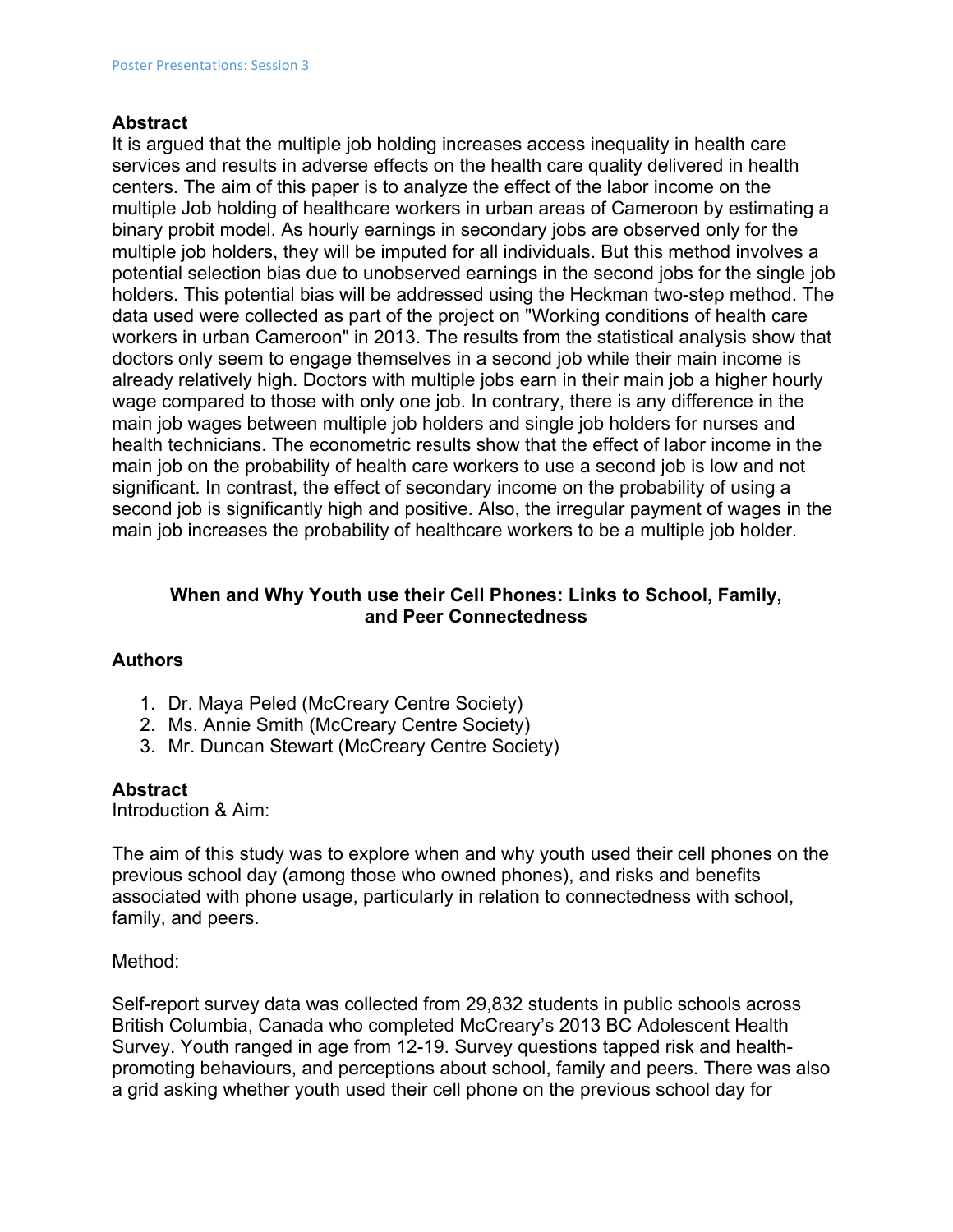## Abstract

It is argued that the multiple job holding increases access inequality in health care services and results in adverse effects on the health care quality delivered in health centers. The aim of this paper is to analyze the effect of the labor income on the multiple Job holding of healthcare workers in urban areas of Cameroon by estimating a binary probit model. As hourly earnings in secondary jobs are observed only for the multiple job holders, they will be imputed for all individuals. But this method involves a potential selection bias due to unobserved earnings in the second jobs for the single job holders. This potential bias will be addressed using the Heckman two-step method. The data used were collected as part of the project on "Working conditions of health care workers in urban Cameroon" in 2013. The results from the statistical analysis show that doctors only seem to engage themselves in a second job while their main income is already relatively high. Doctors with multiple jobs earn in their main job a higher hourly wage compared to those with only one job. In contrary, there is any difference in the main job wages between multiple job holders and single job holders for nurses and health technicians. The econometric results show that the effect of labor income in the main job on the probability of health care workers to use a second job is low and not significant. In contrast, the effect of secondary income on the probability of using a second job is significantly high and positive. Also, the irregular payment of wages in the main job increases the probability of healthcare workers to be a multiple job holder.

# When and Why Youth use their Cell Phones: Links to School, Family, and Peer Connectedness

## Authors

1. Dr. Maya Peled (McCreary Centre Society)
2. Ms. Annie Smith (McCreary Centre Society)
3. Mr. Duncan Stewart (McCreary Centre Society)

## Abstract

Introduction & Aim:

The aim of this study was to explore when and why youth used their cell phones on the previous school day (among those who owned phones), and risks and benefits associated with phone usage, particularly in relation to connectedness with school, family, and peers.

Method:

Self-report survey data was collected from 29,832 students in public schools across British Columbia, Canada who completed McCreary's 2013 BC Adolescent Health Survey. Youth ranged in age from 12-19. Survey questions tapped risk and health-promoting behaviours, and perceptions about school, family and peers. There was also a grid asking whether youth used their cell phone on the previous school day for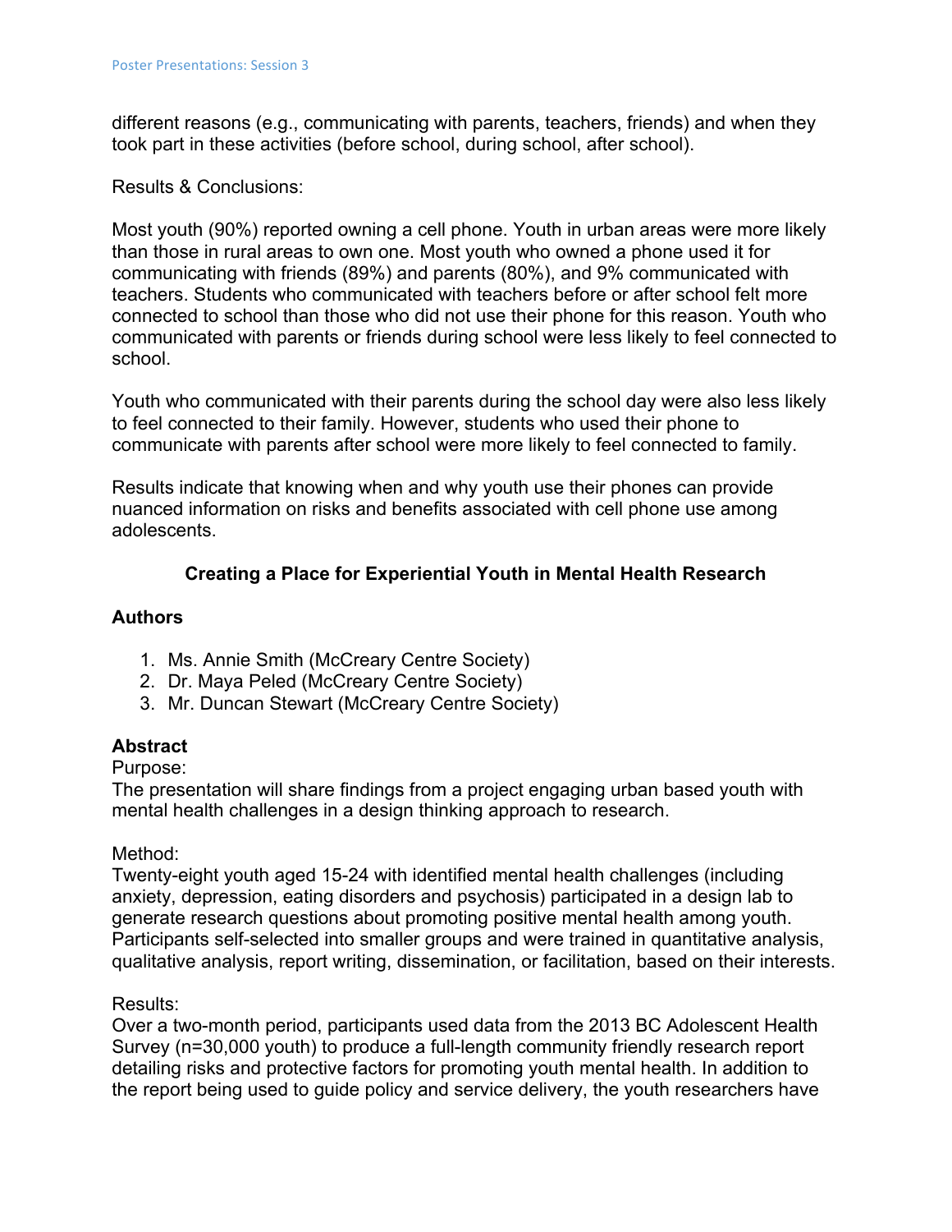different reasons (e.g., communicating with parents, teachers, friends) and when they took part in these activities (before school, during school, after school).

Results & Conclusions:

Most youth (90%) reported owning a cell phone. Youth in urban areas were more likely than those in rural areas to own one. Most youth who owned a phone used it for communicating with friends (89%) and parents (80%), and 9% communicated with teachers. Students who communicated with teachers before or after school felt more connected to school than those who did not use their phone for this reason. Youth who communicated with parents or friends during school were less likely to feel connected to school.

Youth who communicated with their parents during the school day were also less likely to feel connected to their family. However, students who used their phone to communicate with parents after school were more likely to feel connected to family.

Results indicate that knowing when and why youth use their phones can provide nuanced information on risks and benefits associated with cell phone use among adolescents.

## Creating a Place for Experiential Youth in Mental Health Research

### Authors

1. Ms. Annie Smith (McCreary Centre Society)
2. Dr. Maya Peled (McCreary Centre Society)
3. Mr. Duncan Stewart (McCreary Centre Society)

### Abstract

Purpose:
The presentation will share findings from a project engaging urban based youth with mental health challenges in a design thinking approach to research.

Method:
Twenty-eight youth aged 15-24 with identified mental health challenges (including anxiety, depression, eating disorders and psychosis) participated in a design lab to generate research questions about promoting positive mental health among youth. Participants self-selected into smaller groups and were trained in quantitative analysis, qualitative analysis, report writing, dissemination, or facilitation, based on their interests.

Results:
Over a two-month period, participants used data from the 2013 BC Adolescent Health Survey (n=30,000 youth) to produce a full-length community friendly research report detailing risks and protective factors for promoting youth mental health. In addition to the report being used to guide policy and service delivery, the youth researchers have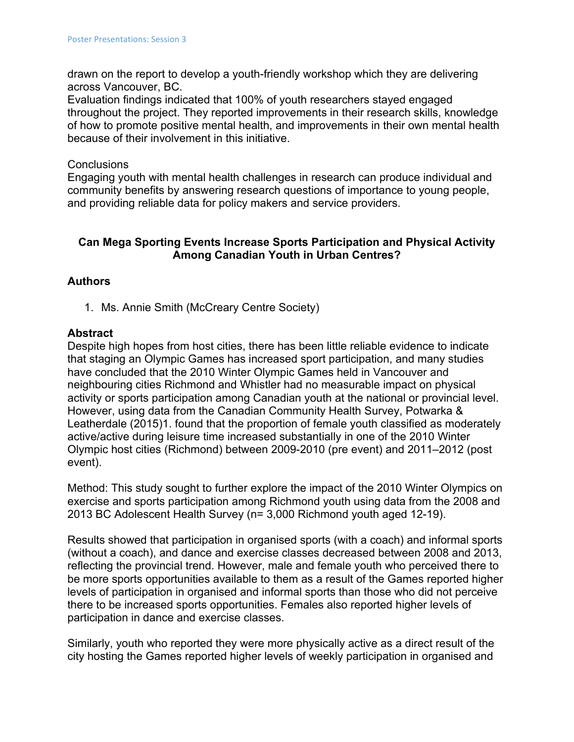drawn on the report to develop a youth-friendly workshop which they are delivering across Vancouver, BC.
Evaluation findings indicated that 100% of youth researchers stayed engaged throughout the project. They reported improvements in their research skills, knowledge of how to promote positive mental health, and improvements in their own mental health because of their involvement in this initiative.

Conclusions
Engaging youth with mental health challenges in research can produce individual and community benefits by answering research questions of importance to young people, and providing reliable data for policy makers and service providers.

## Can Mega Sporting Events Increase Sports Participation and Physical Activity Among Canadian Youth in Urban Centres?

### Authors

1. Ms. Annie Smith (McCreary Centre Society)

### Abstract

Despite high hopes from host cities, there has been little reliable evidence to indicate that staging an Olympic Games has increased sport participation, and many studies have concluded that the 2010 Winter Olympic Games held in Vancouver and neighbouring cities Richmond and Whistler had no measurable impact on physical activity or sports participation among Canadian youth at the national or provincial level. However, using data from the Canadian Community Health Survey, Potwarka & Leatherdale (2015)1. found that the proportion of female youth classified as moderately active/active during leisure time increased substantially in one of the 2010 Winter Olympic host cities (Richmond) between 2009-2010 (pre event) and 2011–2012 (post event).

Method: This study sought to further explore the impact of the 2010 Winter Olympics on exercise and sports participation among Richmond youth using data from the 2008 and 2013 BC Adolescent Health Survey (n= 3,000 Richmond youth aged 12-19).

Results showed that participation in organised sports (with a coach) and informal sports (without a coach), and dance and exercise classes decreased between 2008 and 2013, reflecting the provincial trend. However, male and female youth who perceived there to be more sports opportunities available to them as a result of the Games reported higher levels of participation in organised and informal sports than those who did not perceive there to be increased sports opportunities. Females also reported higher levels of participation in dance and exercise classes.

Similarly, youth who reported they were more physically active as a direct result of the city hosting the Games reported higher levels of weekly participation in organised and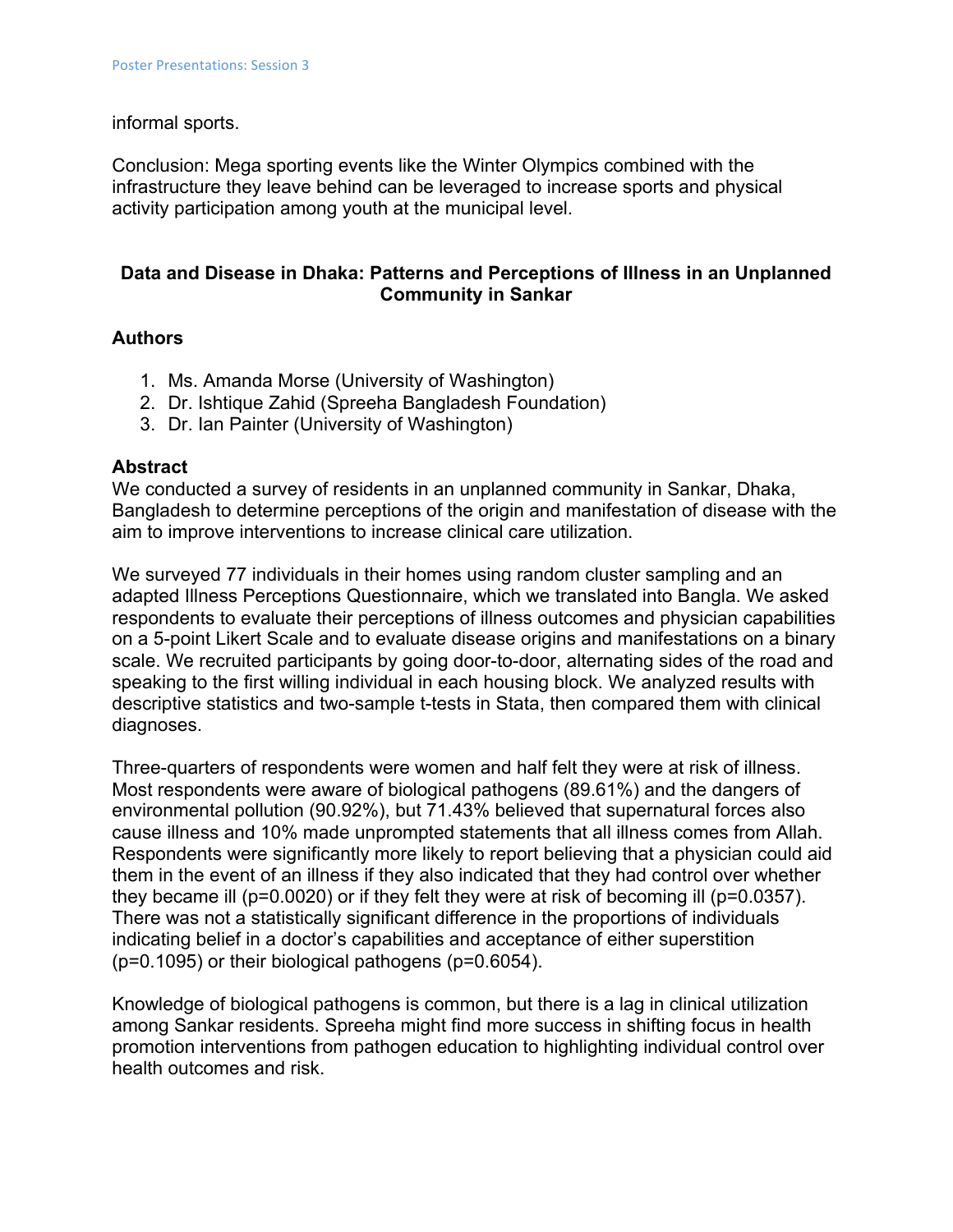informal sports.

Conclusion: Mega sporting events like the Winter Olympics combined with the infrastructure they leave behind can be leveraged to increase sports and physical activity participation among youth at the municipal level.

## Data and Disease in Dhaka: Patterns and Perceptions of Illness in an Unplanned Community in Sankar

### Authors

1. Ms. Amanda Morse (University of Washington)
2. Dr. Ishtique Zahid (Spreeha Bangladesh Foundation)
3. Dr. Ian Painter (University of Washington)

### Abstract

We conducted a survey of residents in an unplanned community in Sankar, Dhaka, Bangladesh to determine perceptions of the origin and manifestation of disease with the aim to improve interventions to increase clinical care utilization.

We surveyed 77 individuals in their homes using random cluster sampling and an adapted Illness Perceptions Questionnaire, which we translated into Bangla. We asked respondents to evaluate their perceptions of illness outcomes and physician capabilities on a 5-point Likert Scale and to evaluate disease origins and manifestations on a binary scale. We recruited participants by going door-to-door, alternating sides of the road and speaking to the first willing individual in each housing block. We analyzed results with descriptive statistics and two-sample t-tests in Stata, then compared them with clinical diagnoses.

Three-quarters of respondents were women and half felt they were at risk of illness. Most respondents were aware of biological pathogens (89.61%) and the dangers of environmental pollution (90.92%), but 71.43% believed that supernatural forces also cause illness and 10% made unprompted statements that all illness comes from Allah. Respondents were significantly more likely to report believing that a physician could aid them in the event of an illness if they also indicated that they had control over whether they became ill ($p=0.0020$) or if they felt they were at risk of becoming ill ($p=0.0357$). There was not a statistically significant difference in the proportions of individuals indicating belief in a doctor's capabilities and acceptance of either superstition ($p=0.1095$) or their biological pathogens ($p=0.6054$).

Knowledge of biological pathogens is common, but there is a lag in clinical utilization among Sankar residents. Spreeha might find more success in shifting focus in health promotion interventions from pathogen education to highlighting individual control over health outcomes and risk.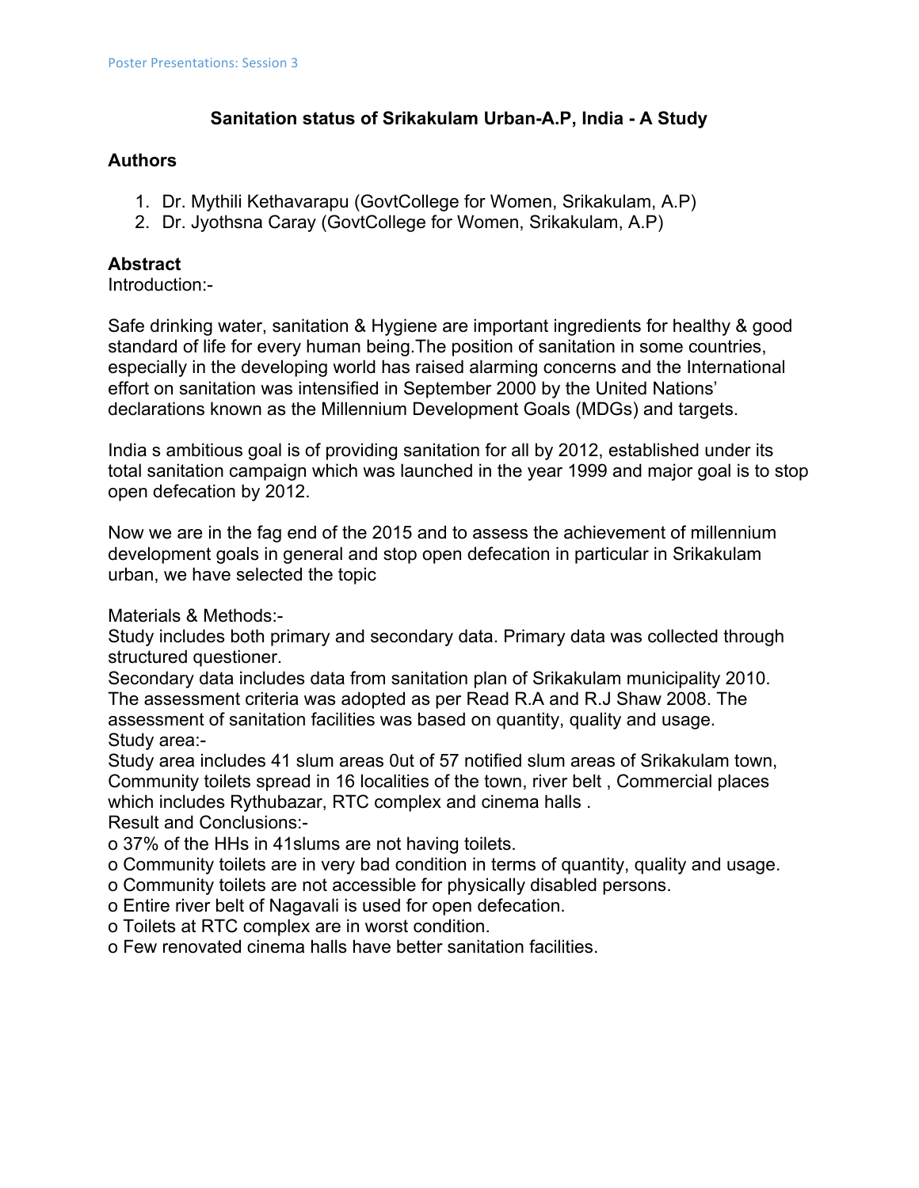## Sanitation status of Srikakulam Urban-A.P, India - A Study

### Authors

1. Dr. Mythili Kethavarapu (GovtCollege for Women, Srikakulam, A.P)
2. Dr. Jyothsna Caray (GovtCollege for Women, Srikakulam, A.P)

### Abstract

Introduction:-

Safe drinking water, sanitation & Hygiene are important ingredients for healthy & good standard of life for every human being.The position of sanitation in some countries, especially in the developing world has raised alarming concerns and the International effort on sanitation was intensified in September 2000 by the United Nations' declarations known as the Millennium Development Goals (MDGs) and targets.

India s ambitious goal is of providing sanitation for all by 2012, established under its total sanitation campaign which was launched in the year 1999 and major goal is to stop open defecation by 2012.

Now we are in the fag end of the 2015 and to assess the achievement of millennium development goals in general and stop open defecation in particular in Srikakulam urban, we have selected the topic

Materials & Methods:-
Study includes both primary and secondary data. Primary data was collected through structured questioner.
Secondary data includes data from sanitation plan of Srikakulam municipality 2010. The assessment criteria was adopted as per Read R.A and R.J Shaw 2008. The assessment of sanitation facilities was based on quantity, quality and usage.
Study area:-
Study area includes 41 slum areas 0ut of 57 notified slum areas of Srikakulam town, Community toilets spread in 16 localities of the town, river belt , Commercial places which includes Rythubazar, RTC complex and cinema halls .
Result and Conclusions:-

- 37% of the HHs in 41slums are not having toilets.
- Community toilets are in very bad condition in terms of quantity, quality and usage.
- Community toilets are not accessible for physically disabled persons.
- Entire river belt of Nagavali is used for open defecation.
- Toilets at RTC complex are in worst condition.
- Few renovated cinema halls have better sanitation facilities.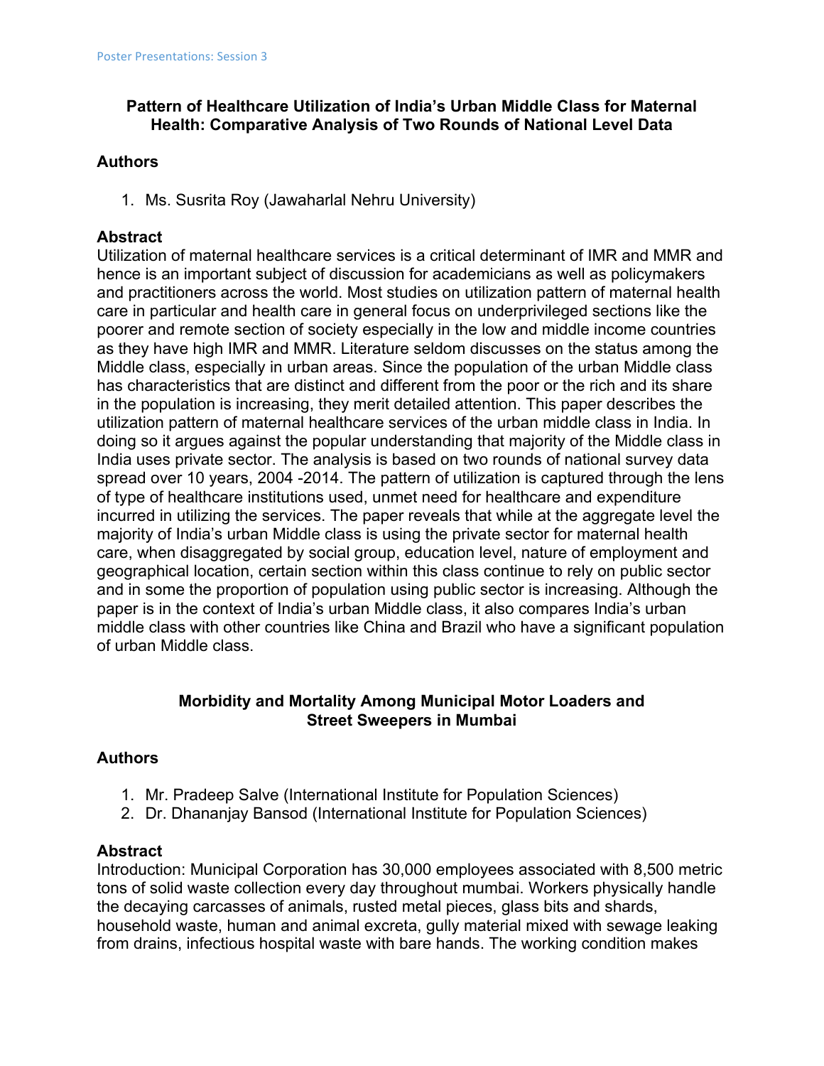## Pattern of Healthcare Utilization of India's Urban Middle Class for Maternal Health: Comparative Analysis of Two Rounds of National Level Data

### Authors

1. Ms. Susrita Roy (Jawaharlal Nehru University)

### Abstract

Utilization of maternal healthcare services is a critical determinant of IMR and MMR and hence is an important subject of discussion for academicians as well as policymakers and practitioners across the world. Most studies on utilization pattern of maternal health care in particular and health care in general focus on underprivileged sections like the poorer and remote section of society especially in the low and middle income countries as they have high IMR and MMR. Literature seldom discusses on the status among the Middle class, especially in urban areas. Since the population of the urban Middle class has characteristics that are distinct and different from the poor or the rich and its share in the population is increasing, they merit detailed attention. This paper describes the utilization pattern of maternal healthcare services of the urban middle class in India. In doing so it argues against the popular understanding that majority of the Middle class in India uses private sector. The analysis is based on two rounds of national survey data spread over 10 years, 2004 -2014. The pattern of utilization is captured through the lens of type of healthcare institutions used, unmet need for healthcare and expenditure incurred in utilizing the services. The paper reveals that while at the aggregate level the majority of India's urban Middle class is using the private sector for maternal health care, when disaggregated by social group, education level, nature of employment and geographical location, certain section within this class continue to rely on public sector and in some the proportion of population using public sector is increasing. Although the paper is in the context of India's urban Middle class, it also compares India's urban middle class with other countries like China and Brazil who have a significant population of urban Middle class.

## Morbidity and Mortality Among Municipal Motor Loaders and Street Sweepers in Mumbai

### Authors

1. Mr. Pradeep Salve (International Institute for Population Sciences)
2. Dr. Dhananjay Bansod (International Institute for Population Sciences)

### Abstract

Introduction: Municipal Corporation has 30,000 employees associated with 8,500 metric tons of solid waste collection every day throughout mumbai. Workers physically handle the decaying carcasses of animals, rusted metal pieces, glass bits and shards, household waste, human and animal excreta, gully material mixed with sewage leaking from drains, infectious hospital waste with bare hands. The working condition makes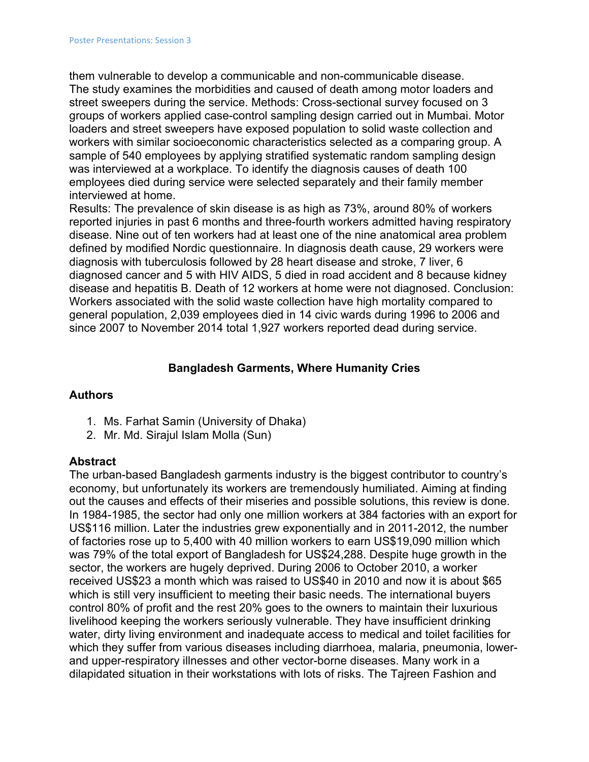them vulnerable to develop a communicable and non-communicable disease. The study examines the morbidities and caused of death among motor loaders and street sweepers during the service. Methods: Cross-sectional survey focused on 3 groups of workers applied case-control sampling design carried out in Mumbai. Motor loaders and street sweepers have exposed population to solid waste collection and workers with similar socioeconomic characteristics selected as a comparing group. A sample of 540 employees by applying stratified systematic random sampling design was interviewed at a workplace. To identify the diagnosis causes of death 100 employees died during service were selected separately and their family member interviewed at home.

Results: The prevalence of skin disease is as high as 73%, around 80% of workers reported injuries in past 6 months and three-fourth workers admitted having respiratory disease. Nine out of ten workers had at least one of the nine anatomical area problem defined by modified Nordic questionnaire. In diagnosis death cause, 29 workers were diagnosis with tuberculosis followed by 28 heart disease and stroke, 7 liver, 6 diagnosed cancer and 5 with HIV AIDS, 5 died in road accident and 8 because kidney disease and hepatitis B. Death of 12 workers at home were not diagnosed. Conclusion: Workers associated with the solid waste collection have high mortality compared to general population, 2,039 employees died in 14 civic wards during 1996 to 2006 and since 2007 to November 2014 total 1,927 workers reported dead during service.

## Bangladesh Garments, Where Humanity Cries

### Authors

1. Ms. Farhat Samin (University of Dhaka)
2. Mr. Md. Sirajul Islam Molla (Sun)

### Abstract

The urban-based Bangladesh garments industry is the biggest contributor to country's economy, but unfortunately its workers are tremendously humiliated. Aiming at finding out the causes and effects of their miseries and possible solutions, this review is done. In 1984-1985, the sector had only one million workers at 384 factories with an export for US$116 million. Later the industries grew exponentially and in 2011-2012, the number of factories rose up to 5,400 with 40 million workers to earn US$19,090 million which was 79% of the total export of Bangladesh for US$24,288. Despite huge growth in the sector, the workers are hugely deprived. During 2006 to October 2010, a worker received US$23 a month which was raised to US$40 in 2010 and now it is about $65 which is still very insufficient to meeting their basic needs. The international buyers control 80% of profit and the rest 20% goes to the owners to maintain their luxurious livelihood keeping the workers seriously vulnerable. They have insufficient drinking water, dirty living environment and inadequate access to medical and toilet facilities for which they suffer from various diseases including diarrhoea, malaria, pneumonia, lower- and upper-respiratory illnesses and other vector-borne diseases. Many work in a dilapidated situation in their workstations with lots of risks. The Tajreen Fashion and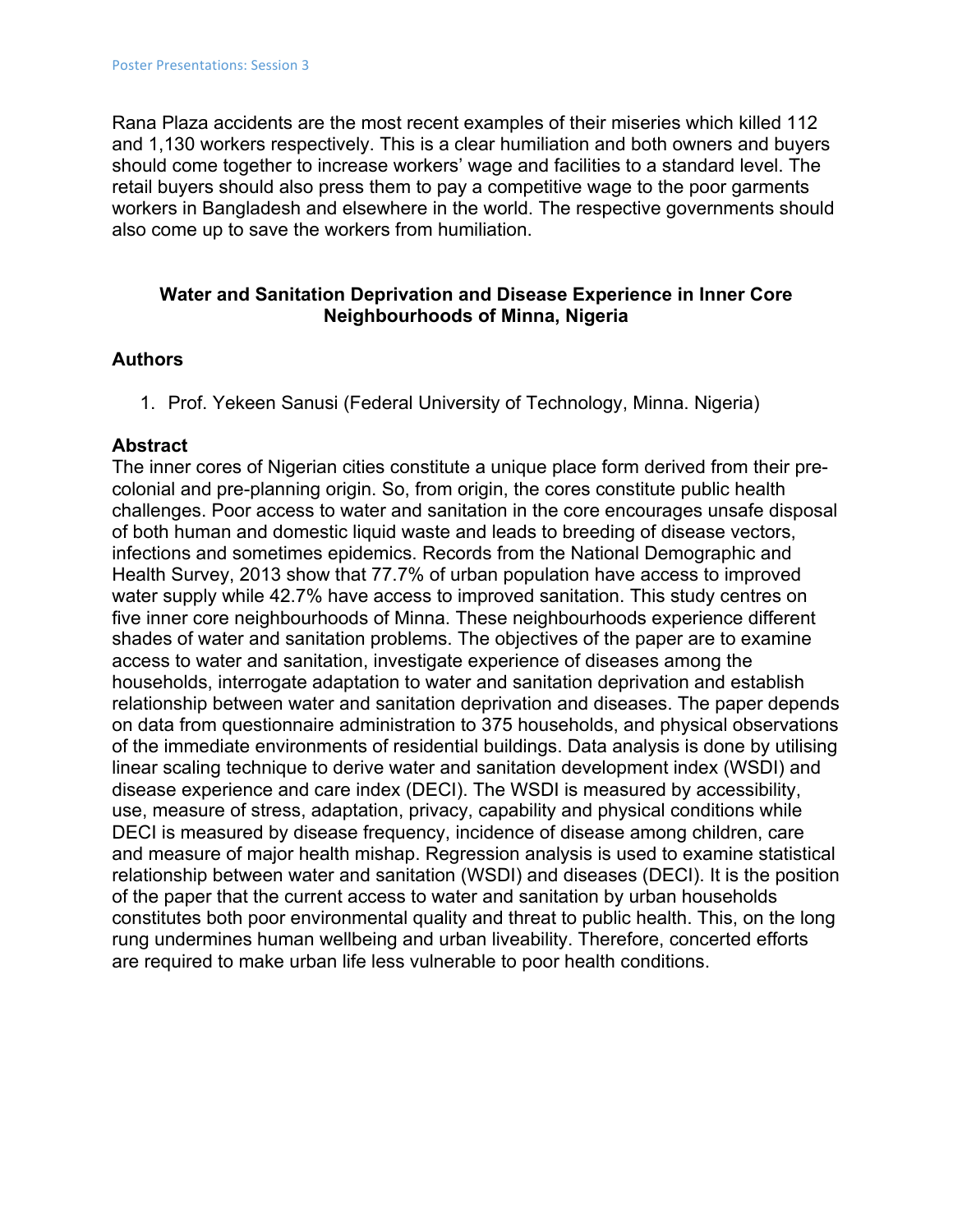Rana Plaza accidents are the most recent examples of their miseries which killed 112 and 1,130 workers respectively. This is a clear humiliation and both owners and buyers should come together to increase workers' wage and facilities to a standard level. The retail buyers should also press them to pay a competitive wage to the poor garments workers in Bangladesh and elsewhere in the world. The respective governments should also come up to save the workers from humiliation.

### Water and Sanitation Deprivation and Disease Experience in Inner Core Neighbourhoods of Minna, Nigeria

**Authors**

1. Prof. Yekeen Sanusi (Federal University of Technology, Minna. Nigeria)

**Abstract**

The inner cores of Nigerian cities constitute a unique place form derived from their pre-colonial and pre-planning origin. So, from origin, the cores constitute public health challenges. Poor access to water and sanitation in the core encourages unsafe disposal of both human and domestic liquid waste and leads to breeding of disease vectors, infections and sometimes epidemics. Records from the National Demographic and Health Survey, 2013 show that 77.7% of urban population have access to improved water supply while 42.7% have access to improved sanitation. This study centres on five inner core neighbourhoods of Minna. These neighbourhoods experience different shades of water and sanitation problems. The objectives of the paper are to examine access to water and sanitation, investigate experience of diseases among the households, interrogate adaptation to water and sanitation deprivation and establish relationship between water and sanitation deprivation and diseases. The paper depends on data from questionnaire administration to 375 households, and physical observations of the immediate environments of residential buildings. Data analysis is done by utilising linear scaling technique to derive water and sanitation development index (WSDI) and disease experience and care index (DECI). The WSDI is measured by accessibility, use, measure of stress, adaptation, privacy, capability and physical conditions while DECI is measured by disease frequency, incidence of disease among children, care and measure of major health mishap. Regression analysis is used to examine statistical relationship between water and sanitation (WSDI) and diseases (DECI). It is the position of the paper that the current access to water and sanitation by urban households constitutes both poor environmental quality and threat to public health. This, on the long rung undermines human wellbeing and urban liveability. Therefore, concerted efforts are required to make urban life less vulnerable to poor health conditions.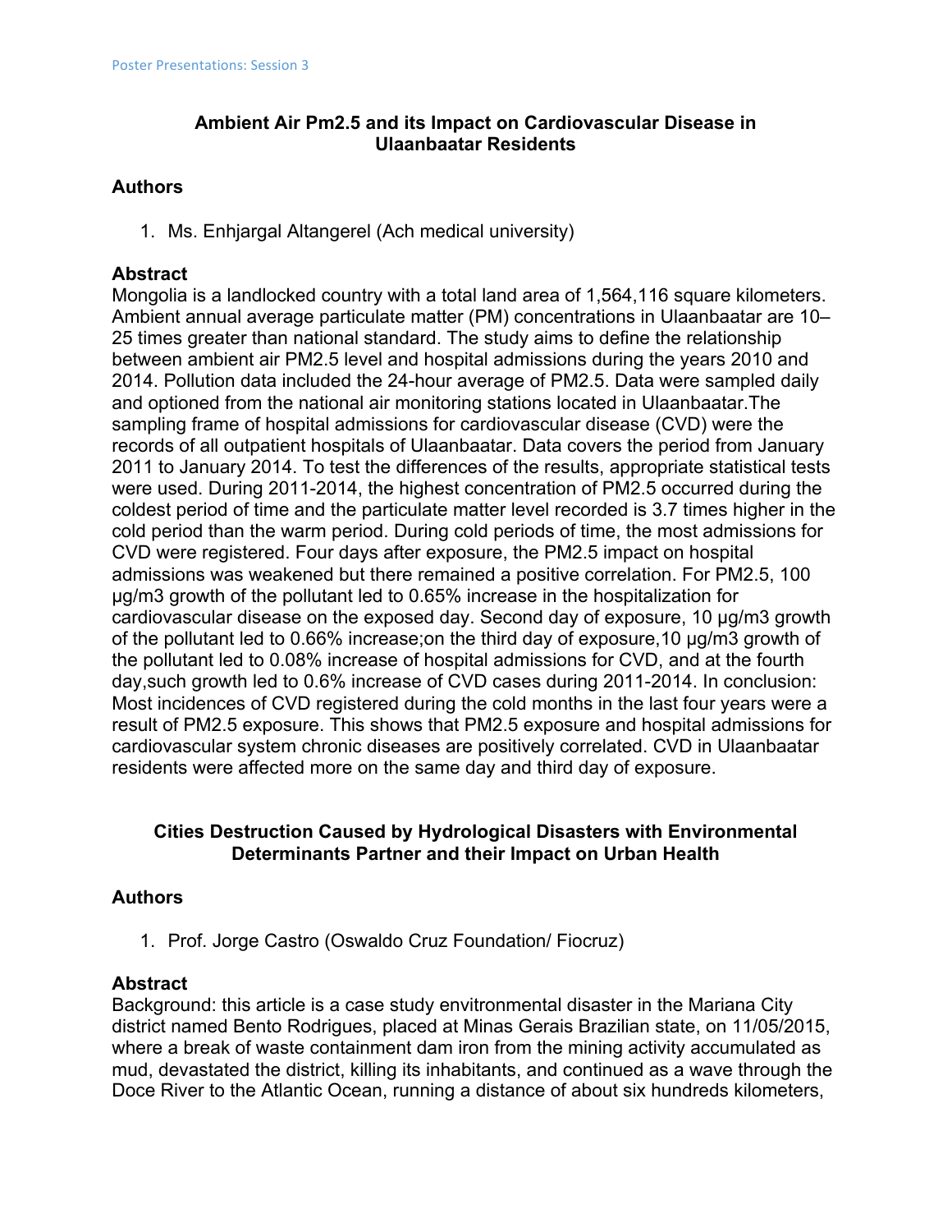## Ambient Air Pm2.5 and its Impact on Cardiovascular Disease in Ulaanbaatar Residents

### Authors

1. Ms. Enhjargal Altangerel (Ach medical university)

### Abstract

Mongolia is a landlocked country with a total land area of 1,564,116 square kilometers. Ambient annual average particulate matter (PM) concentrations in Ulaanbaatar are 10–25 times greater than national standard. The study aims to define the relationship between ambient air PM2.5 level and hospital admissions during the years 2010 and 2014. Pollution data included the 24-hour average of PM2.5. Data were sampled daily and optioned from the national air monitoring stations located in Ulaanbaatar.The sampling frame of hospital admissions for cardiovascular disease (CVD) were the records of all outpatient hospitals of Ulaanbaatar. Data covers the period from January 2011 to January 2014. To test the differences of the results, appropriate statistical tests were used. During 2011-2014, the highest concentration of PM2.5 occurred during the coldest period of time and the particulate matter level recorded is 3.7 times higher in the cold period than the warm period. During cold periods of time, the most admissions for CVD were registered. Four days after exposure, the PM2.5 impact on hospital admissions was weakened but there remained a positive correlation. For PM2.5, 100 μg/m3 growth of the pollutant led to 0.65% increase in the hospitalization for cardiovascular disease on the exposed day. Second day of exposure, 10 μg/m3 growth of the pollutant led to 0.66% increase;on the third day of exposure,10 μg/m3 growth of the pollutant led to 0.08% increase of hospital admissions for CVD, and at the fourth day,such growth led to 0.6% increase of CVD cases during 2011-2014. In conclusion: Most incidences of CVD registered during the cold months in the last four years were a result of PM2.5 exposure. This shows that PM2.5 exposure and hospital admissions for cardiovascular system chronic diseases are positively correlated. CVD in Ulaanbaatar residents were affected more on the same day and third day of exposure.

## Cities Destruction Caused by Hydrological Disasters with Environmental Determinants Partner and their Impact on Urban Health

### Authors

1. Prof. Jorge Castro (Oswaldo Cruz Foundation/ Fiocruz)

### Abstract

Background: this article is a case study envitronmental disaster in the Mariana City district named Bento Rodrigues, placed at Minas Gerais Brazilian state, on 11/05/2015, where a break of waste containment dam iron from the mining activity accumulated as mud, devastated the district, killing its inhabitants, and continued as a wave through the Doce River to the Atlantic Ocean, running a distance of about six hundreds kilometers,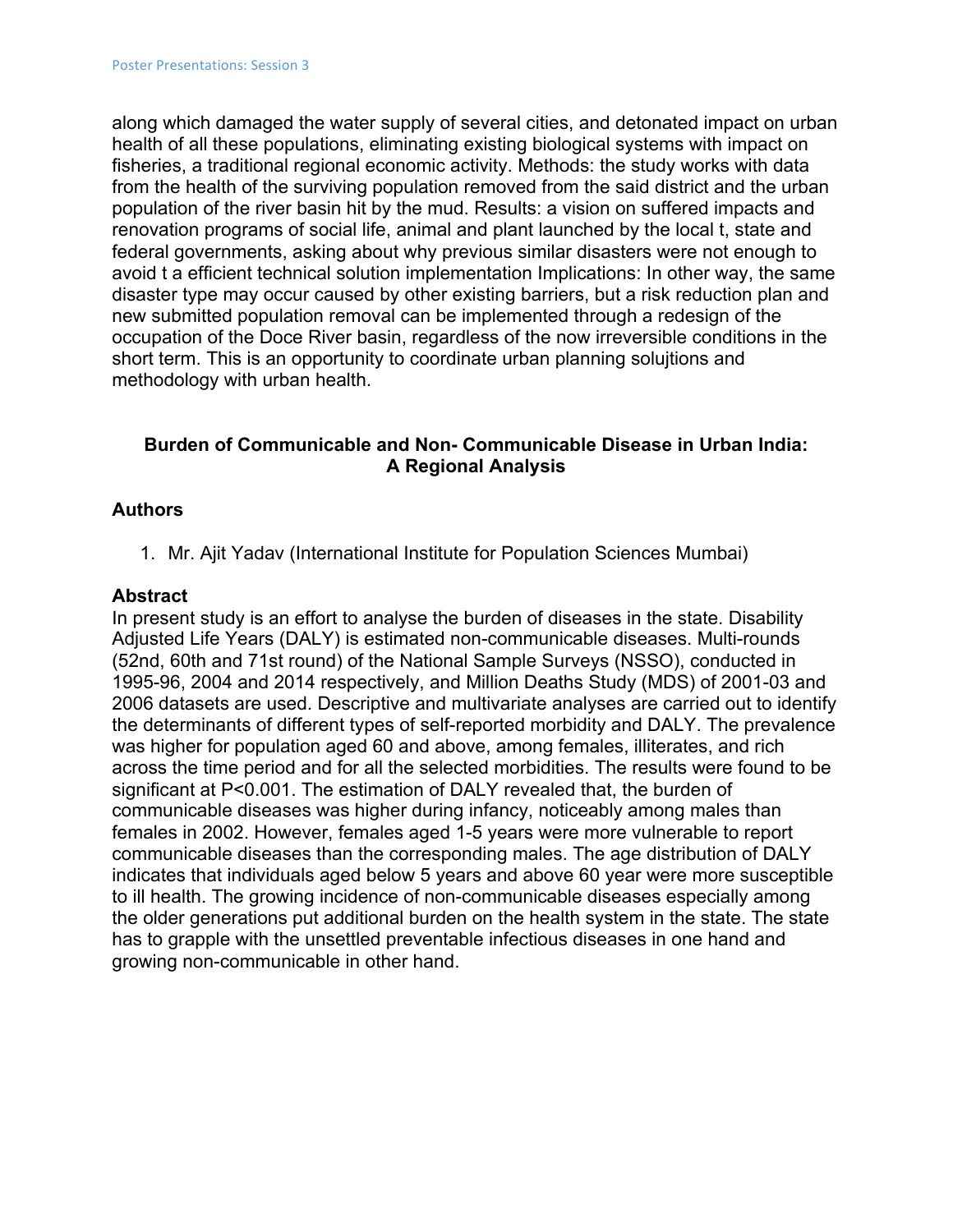along which damaged the water supply of several cities, and detonated impact on urban health of all these populations, eliminating existing biological systems with impact on fisheries, a traditional regional economic activity. Methods: the study works with data from the health of the surviving population removed from the said district and the urban population of the river basin hit by the mud. Results: a vision on suffered impacts and renovation programs of social life, animal and plant launched by the local t, state and federal governments, asking about why previous similar disasters were not enough to avoid t a efficient technical solution implementation Implications: In other way, the same disaster type may occur caused by other existing barriers, but a risk reduction plan and new submitted population removal can be implemented through a redesign of the occupation of the Doce River basin, regardless of the now irreversible conditions in the short term. This is an opportunity to coordinate urban planning solujtions and methodology with urban health.

## Burden of Communicable and Non- Communicable Disease in Urban India: A Regional Analysis

### Authors

1. Mr. Ajit Yadav (International Institute for Population Sciences Mumbai)

### Abstract

In present study is an effort to analyse the burden of diseases in the state. Disability Adjusted Life Years (DALY) is estimated non-communicable diseases. Multi-rounds (52nd, 60th and 71st round) of the National Sample Surveys (NSSO), conducted in 1995-96, 2004 and 2014 respectively, and Million Deaths Study (MDS) of 2001-03 and 2006 datasets are used. Descriptive and multivariate analyses are carried out to identify the determinants of different types of self-reported morbidity and DALY. The prevalence was higher for population aged 60 and above, among females, illiterates, and rich across the time period and for all the selected morbidities. The results were found to be significant at $P<0.001$. The estimation of DALY revealed that, the burden of communicable diseases was higher during infancy, noticeably among males than females in 2002. However, females aged 1-5 years were more vulnerable to report communicable diseases than the corresponding males. The age distribution of DALY indicates that individuals aged below 5 years and above 60 year were more susceptible to ill health. The growing incidence of non-communicable diseases especially among the older generations put additional burden on the health system in the state. The state has to grapple with the unsettled preventable infectious diseases in one hand and growing non-communicable in other hand.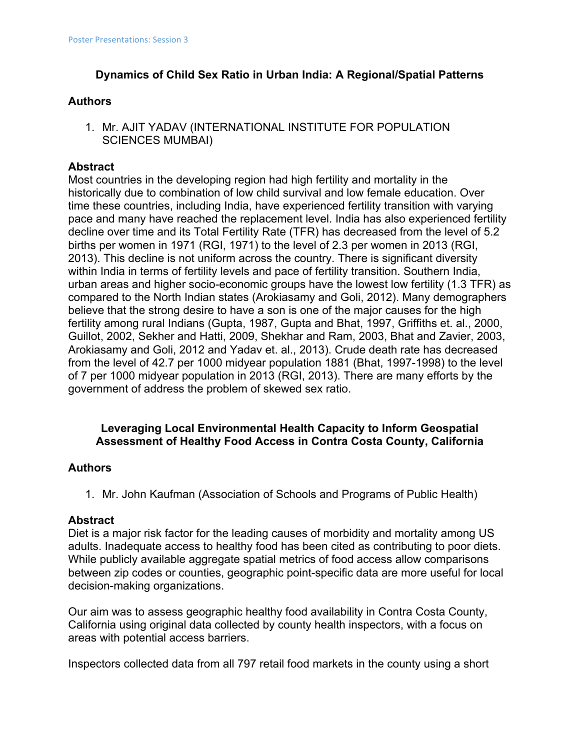### Dynamics of Child Sex Ratio in Urban India: A Regional/Spatial Patterns

**Authors**

1. Mr. AJIT YADAV (INTERNATIONAL INSTITUTE FOR POPULATION SCIENCES MUMBAI)

**Abstract**

Most countries in the developing region had high fertility and mortality in the historically due to combination of low child survival and low female education. Over time these countries, including India, have experienced fertility transition with varying pace and many have reached the replacement level. India has also experienced fertility decline over time and its Total Fertility Rate (TFR) has decreased from the level of 5.2 births per women in 1971 (RGI, 1971) to the level of 2.3 per women in 2013 (RGI, 2013). This decline is not uniform across the country. There is significant diversity within India in terms of fertility levels and pace of fertility transition. Southern India, urban areas and higher socio-economic groups have the lowest low fertility (1.3 TFR) as compared to the North Indian states (Arokiasamy and Goli, 2012). Many demographers believe that the strong desire to have a son is one of the major causes for the high fertility among rural Indians (Gupta, 1987, Gupta and Bhat, 1997, Griffiths et. al., 2000, Guillot, 2002, Sekher and Hatti, 2009, Shekhar and Ram, 2003, Bhat and Zavier, 2003, Arokiasamy and Goli, 2012 and Yadav et. al., 2013). Crude death rate has decreased from the level of 42.7 per 1000 midyear population 1881 (Bhat, 1997-1998) to the level of 7 per 1000 midyear population in 2013 (RGI, 2013). There are many efforts by the government of address the problem of skewed sex ratio.

### Leveraging Local Environmental Health Capacity to Inform Geospatial Assessment of Healthy Food Access in Contra Costa County, California

**Authors**

1. Mr. John Kaufman (Association of Schools and Programs of Public Health)

**Abstract**

Diet is a major risk factor for the leading causes of morbidity and mortality among US adults. Inadequate access to healthy food has been cited as contributing to poor diets. While publicly available aggregate spatial metrics of food access allow comparisons between zip codes or counties, geographic point-specific data are more useful for local decision-making organizations.

Our aim was to assess geographic healthy food availability in Contra Costa County, California using original data collected by county health inspectors, with a focus on areas with potential access barriers.

Inspectors collected data from all 797 retail food markets in the county using a short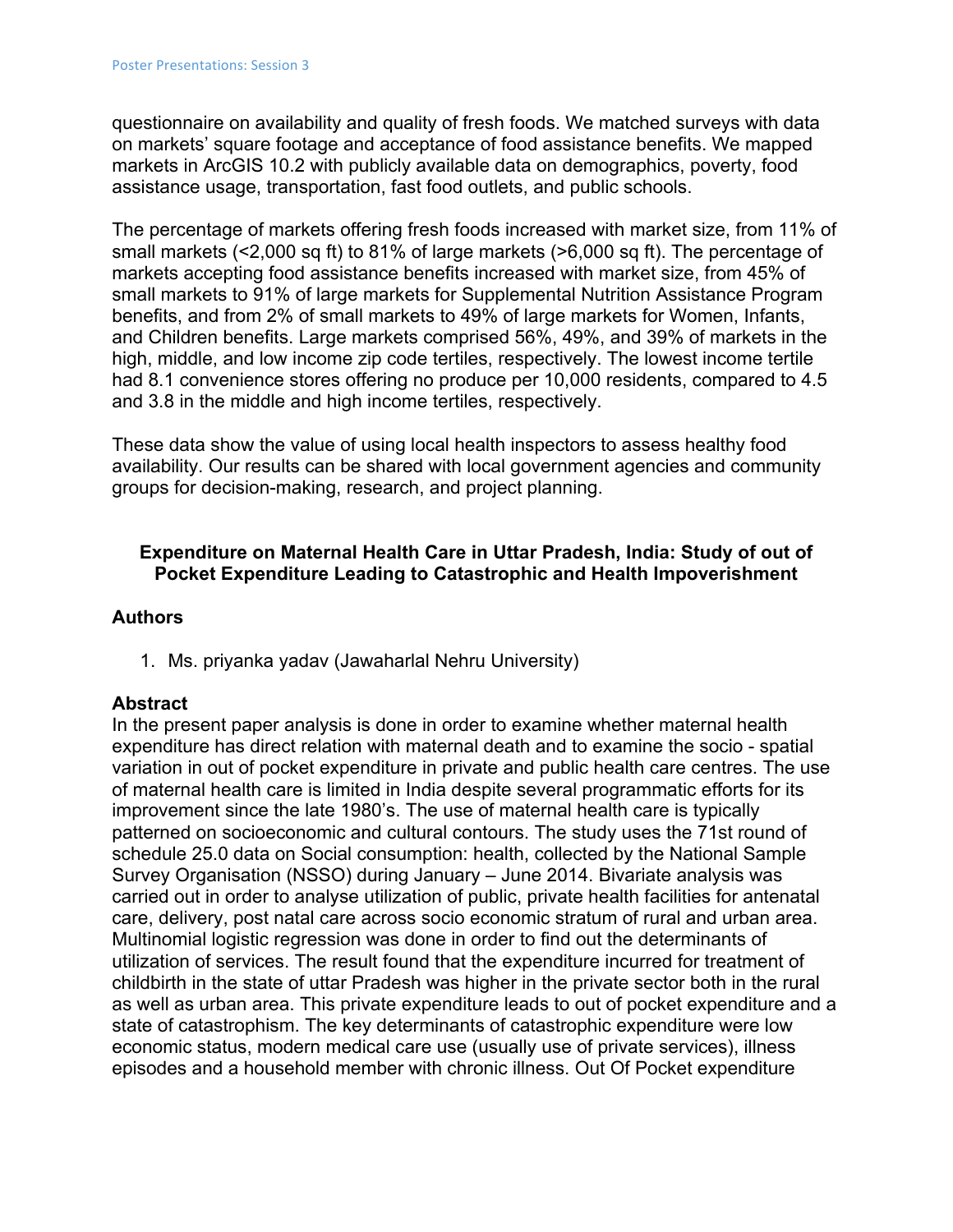questionnaire on availability and quality of fresh foods. We matched surveys with data on markets' square footage and acceptance of food assistance benefits. We mapped markets in ArcGIS 10.2 with publicly available data on demographics, poverty, food assistance usage, transportation, fast food outlets, and public schools.

The percentage of markets offering fresh foods increased with market size, from 11% of small markets (<2,000 sq ft) to 81% of large markets (>6,000 sq ft). The percentage of markets accepting food assistance benefits increased with market size, from 45% of small markets to 91% of large markets for Supplemental Nutrition Assistance Program benefits, and from 2% of small markets to 49% of large markets for Women, Infants, and Children benefits. Large markets comprised 56%, 49%, and 39% of markets in the high, middle, and low income zip code tertiles, respectively. The lowest income tertile had 8.1 convenience stores offering no produce per 10,000 residents, compared to 4.5 and 3.8 in the middle and high income tertiles, respectively.

These data show the value of using local health inspectors to assess healthy food availability. Our results can be shared with local government agencies and community groups for decision-making, research, and project planning.

### Expenditure on Maternal Health Care in Uttar Pradesh, India: Study of out of Pocket Expenditure Leading to Catastrophic and Health Impoverishment

#### Authors

1. Ms. priyanka yadav (Jawaharlal Nehru University)

#### Abstract

In the present paper analysis is done in order to examine whether maternal health expenditure has direct relation with maternal death and to examine the socio - spatial variation in out of pocket expenditure in private and public health care centres. The use of maternal health care is limited in India despite several programmatic efforts for its improvement since the late 1980's. The use of maternal health care is typically patterned on socioeconomic and cultural contours. The study uses the 71st round of schedule 25.0 data on Social consumption: health, collected by the National Sample Survey Organisation (NSSO) during January – June 2014. Bivariate analysis was carried out in order to analyse utilization of public, private health facilities for antenatal care, delivery, post natal care across socio economic stratum of rural and urban area. Multinomial logistic regression was done in order to find out the determinants of utilization of services. The result found that the expenditure incurred for treatment of childbirth in the state of uttar Pradesh was higher in the private sector both in the rural as well as urban area. This private expenditure leads to out of pocket expenditure and a state of catastrophism. The key determinants of catastrophic expenditure were low economic status, modern medical care use (usually use of private services), illness episodes and a household member with chronic illness. Out Of Pocket expenditure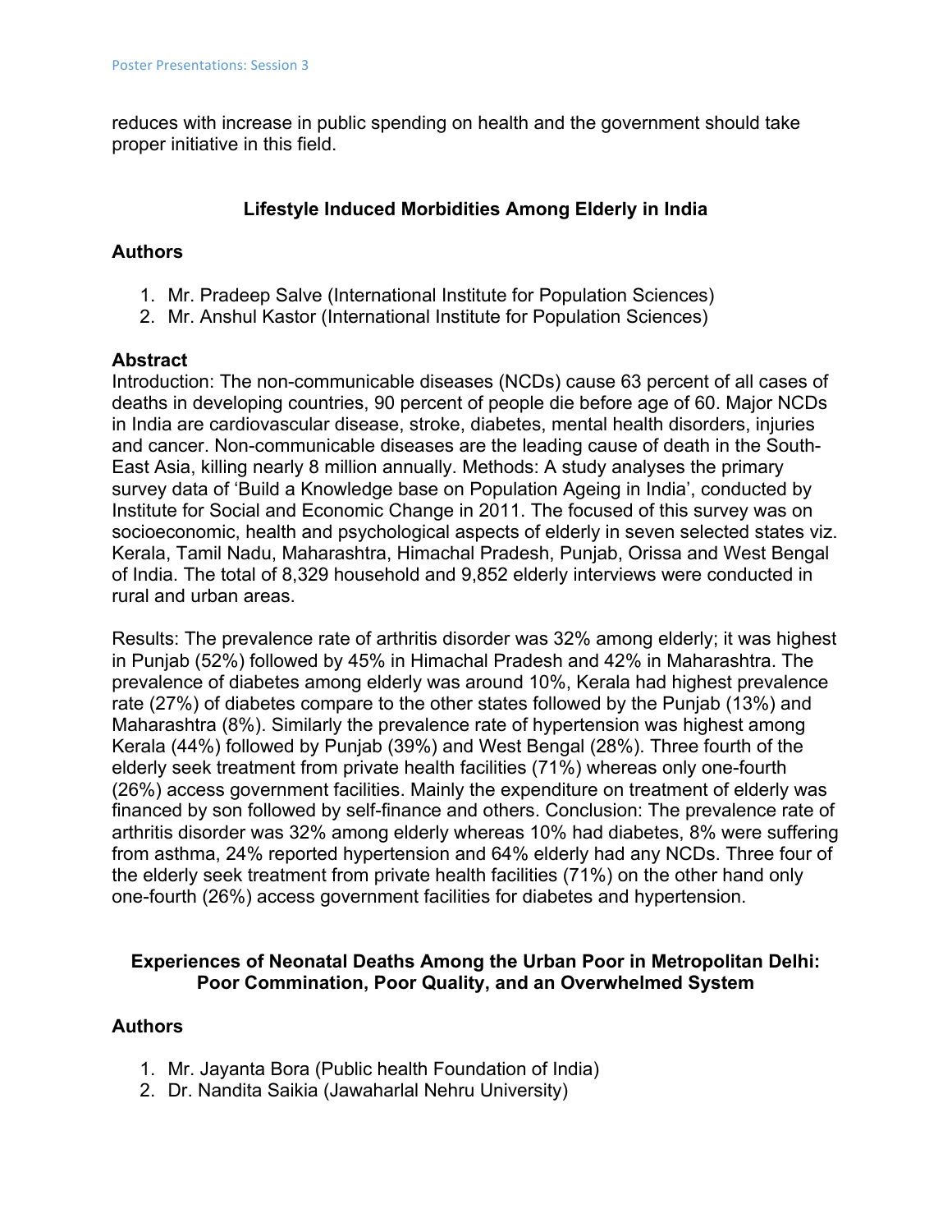reduces with increase in public spending on health and the government should take proper initiative in this field.

### Lifestyle Induced Morbidities Among Elderly in India

**Authors**

1. Mr. Pradeep Salve (International Institute for Population Sciences)
2. Mr. Anshul Kastor (International Institute for Population Sciences)

**Abstract**

Introduction: The non-communicable diseases (NCDs) cause 63 percent of all cases of deaths in developing countries, 90 percent of people die before age of 60. Major NCDs in India are cardiovascular disease, stroke, diabetes, mental health disorders, injuries and cancer. Non-communicable diseases are the leading cause of death in the South-East Asia, killing nearly 8 million annually. Methods: A study analyses the primary survey data of 'Build a Knowledge base on Population Ageing in India', conducted by Institute for Social and Economic Change in 2011. The focused of this survey was on socioeconomic, health and psychological aspects of elderly in seven selected states viz. Kerala, Tamil Nadu, Maharashtra, Himachal Pradesh, Punjab, Orissa and West Bengal of India. The total of 8,329 household and 9,852 elderly interviews were conducted in rural and urban areas.

Results: The prevalence rate of arthritis disorder was 32% among elderly; it was highest in Punjab (52%) followed by 45% in Himachal Pradesh and 42% in Maharashtra. The prevalence of diabetes among elderly was around 10%, Kerala had highest prevalence rate (27%) of diabetes compare to the other states followed by the Punjab (13%) and Maharashtra (8%). Similarly the prevalence rate of hypertension was highest among Kerala (44%) followed by Punjab (39%) and West Bengal (28%). Three fourth of the elderly seek treatment from private health facilities (71%) whereas only one-fourth (26%) access government facilities. Mainly the expenditure on treatment of elderly was financed by son followed by self-finance and others. Conclusion: The prevalence rate of arthritis disorder was 32% among elderly whereas 10% had diabetes, 8% were suffering from asthma, 24% reported hypertension and 64% elderly had any NCDs. Three four of the elderly seek treatment from private health facilities (71%) on the other hand only one-fourth (26%) access government facilities for diabetes and hypertension.

### Experiences of Neonatal Deaths Among the Urban Poor in Metropolitan Delhi: Poor Commination, Poor Quality, and an Overwhelmed System

**Authors**

1. Mr. Jayanta Bora (Public health Foundation of India)
2. Dr. Nandita Saikia (Jawaharlal Nehru University)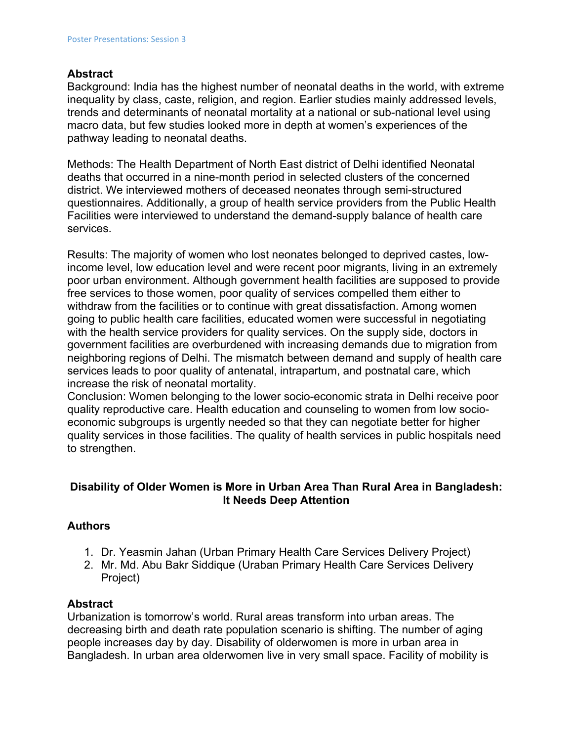## Abstract

Background: India has the highest number of neonatal deaths in the world, with extreme inequality by class, caste, religion, and region. Earlier studies mainly addressed levels, trends and determinants of neonatal mortality at a national or sub-national level using macro data, but few studies looked more in depth at women's experiences of the pathway leading to neonatal deaths.

Methods: The Health Department of North East district of Delhi identified Neonatal deaths that occurred in a nine-month period in selected clusters of the concerned district. We interviewed mothers of deceased neonates through semi-structured questionnaires. Additionally, a group of health service providers from the Public Health Facilities were interviewed to understand the demand-supply balance of health care services.

Results: The majority of women who lost neonates belonged to deprived castes, low-income level, low education level and were recent poor migrants, living in an extremely poor urban environment. Although government health facilities are supposed to provide free services to those women, poor quality of services compelled them either to withdraw from the facilities or to continue with great dissatisfaction. Among women going to public health care facilities, educated women were successful in negotiating with the health service providers for quality services. On the supply side, doctors in government facilities are overburdened with increasing demands due to migration from neighboring regions of Delhi. The mismatch between demand and supply of health care services leads to poor quality of antenatal, intrapartum, and postnatal care, which increase the risk of neonatal mortality.

Conclusion: Women belonging to the lower socio-economic strata in Delhi receive poor quality reproductive care. Health education and counseling to women from low socio-economic subgroups is urgently needed so that they can negotiate better for higher quality services in those facilities. The quality of health services in public hospitals need to strengthen.

## Disability of Older Women is More in Urban Area Than Rural Area in Bangladesh: It Needs Deep Attention

## Authors

1. Dr. Yeasmin Jahan (Urban Primary Health Care Services Delivery Project)
2. Mr. Md. Abu Bakr Siddique (Uraban Primary Health Care Services Delivery Project)

## Abstract

Urbanization is tomorrow's world. Rural areas transform into urban areas. The decreasing birth and death rate population scenario is shifting. The number of aging people increases day by day. Disability of olderwomen is more in urban area in Bangladesh. In urban area olderwomen live in very small space. Facility of mobility is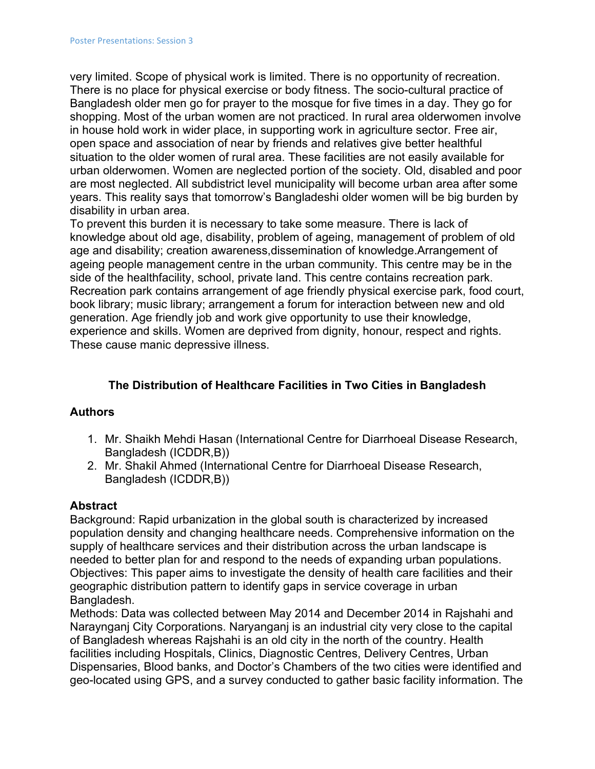very limited. Scope of physical work is limited. There is no opportunity of recreation. There is no place for physical exercise or body fitness. The socio-cultural practice of Bangladesh older men go for prayer to the mosque for five times in a day. They go for shopping. Most of the urban women are not practiced. In rural area olderwomen involve in house hold work in wider place, in supporting work in agriculture sector. Free air, open space and association of near by friends and relatives give better healthful situation to the older women of rural area. These facilities are not easily available for urban olderwomen. Women are neglected portion of the society. Old, disabled and poor are most neglected. All subdistrict level municipality will become urban area after some years. This reality says that tomorrow's Bangladeshi older women will be big burden by disability in urban area.
To prevent this burden it is necessary to take some measure. There is lack of knowledge about old age, disability, problem of ageing, management of problem of old age and disability; creation awareness,dissemination of knowledge.Arrangement of ageing people management centre in the urban community. This centre may be in the side of the healthfacility, school, private land. This centre contains recreation park. Recreation park contains arrangement of age friendly physical exercise park, food court, book library; music library; arrangement a forum for interaction between new and old generation. Age friendly job and work give opportunity to use their knowledge, experience and skills. Women are deprived from dignity, honour, respect and rights. These cause manic depressive illness.

## The Distribution of Healthcare Facilities in Two Cities in Bangladesh

### Authors

1. Mr. Shaikh Mehdi Hasan (International Centre for Diarrhoeal Disease Research, Bangladesh (ICDDR,B))
2. Mr. Shakil Ahmed (International Centre for Diarrhoeal Disease Research, Bangladesh (ICDDR,B))

### Abstract

Background: Rapid urbanization in the global south is characterized by increased population density and changing healthcare needs. Comprehensive information on the supply of healthcare services and their distribution across the urban landscape is needed to better plan for and respond to the needs of expanding urban populations.
Objectives: This paper aims to investigate the density of health care facilities and their geographic distribution pattern to identify gaps in service coverage in urban Bangladesh.
Methods: Data was collected between May 2014 and December 2014 in Rajshahi and Naraynganj City Corporations. Naryanganj is an industrial city very close to the capital of Bangladesh whereas Rajshahi is an old city in the north of the country. Health facilities including Hospitals, Clinics, Diagnostic Centres, Delivery Centres, Urban Dispensaries, Blood banks, and Doctor's Chambers of the two cities were identified and geo-located using GPS, and a survey conducted to gather basic facility information. The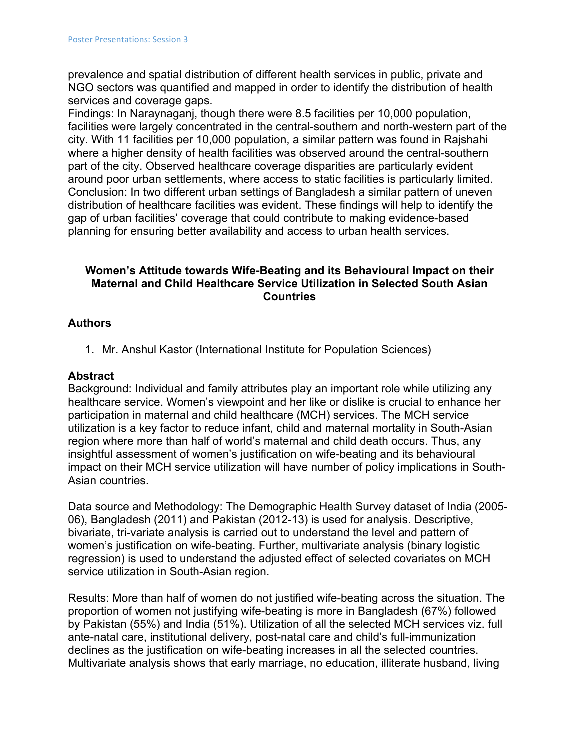prevalence and spatial distribution of different health services in public, private and NGO sectors was quantified and mapped in order to identify the distribution of health services and coverage gaps.
Findings: In Naraynaganj, though there were 8.5 facilities per 10,000 population, facilities were largely concentrated in the central-southern and north-western part of the city. With 11 facilities per 10,000 population, a similar pattern was found in Rajshahi where a higher density of health facilities was observed around the central-southern part of the city. Observed healthcare coverage disparities are particularly evident around poor urban settlements, where access to static facilities is particularly limited.
Conclusion: In two different urban settings of Bangladesh a similar pattern of uneven distribution of healthcare facilities was evident. These findings will help to identify the gap of urban facilities' coverage that could contribute to making evidence-based planning for ensuring better availability and access to urban health services.

### Women's Attitude towards Wife-Beating and its Behavioural Impact on their Maternal and Child Healthcare Service Utilization in Selected South Asian Countries

**Authors**

1. Mr. Anshul Kastor (International Institute for Population Sciences)

**Abstract**

Background: Individual and family attributes play an important role while utilizing any healthcare service. Women's viewpoint and her like or dislike is crucial to enhance her participation in maternal and child healthcare (MCH) services. The MCH service utilization is a key factor to reduce infant, child and maternal mortality in South-Asian region where more than half of world's maternal and child death occurs. Thus, any insightful assessment of women's justification on wife-beating and its behavioural impact on their MCH service utilization will have number of policy implications in South-Asian countries.

Data source and Methodology: The Demographic Health Survey dataset of India (2005-06), Bangladesh (2011) and Pakistan (2012-13) is used for analysis. Descriptive, bivariate, tri-variate analysis is carried out to understand the level and pattern of women's justification on wife-beating. Further, multivariate analysis (binary logistic regression) is used to understand the adjusted effect of selected covariates on MCH service utilization in South-Asian region.

Results: More than half of women do not justified wife-beating across the situation. The proportion of women not justifying wife-beating is more in Bangladesh (67%) followed by Pakistan (55%) and India (51%). Utilization of all the selected MCH services viz. full ante-natal care, institutional delivery, post-natal care and child's full-immunization declines as the justification on wife-beating increases in all the selected countries. Multivariate analysis shows that early marriage, no education, illiterate husband, living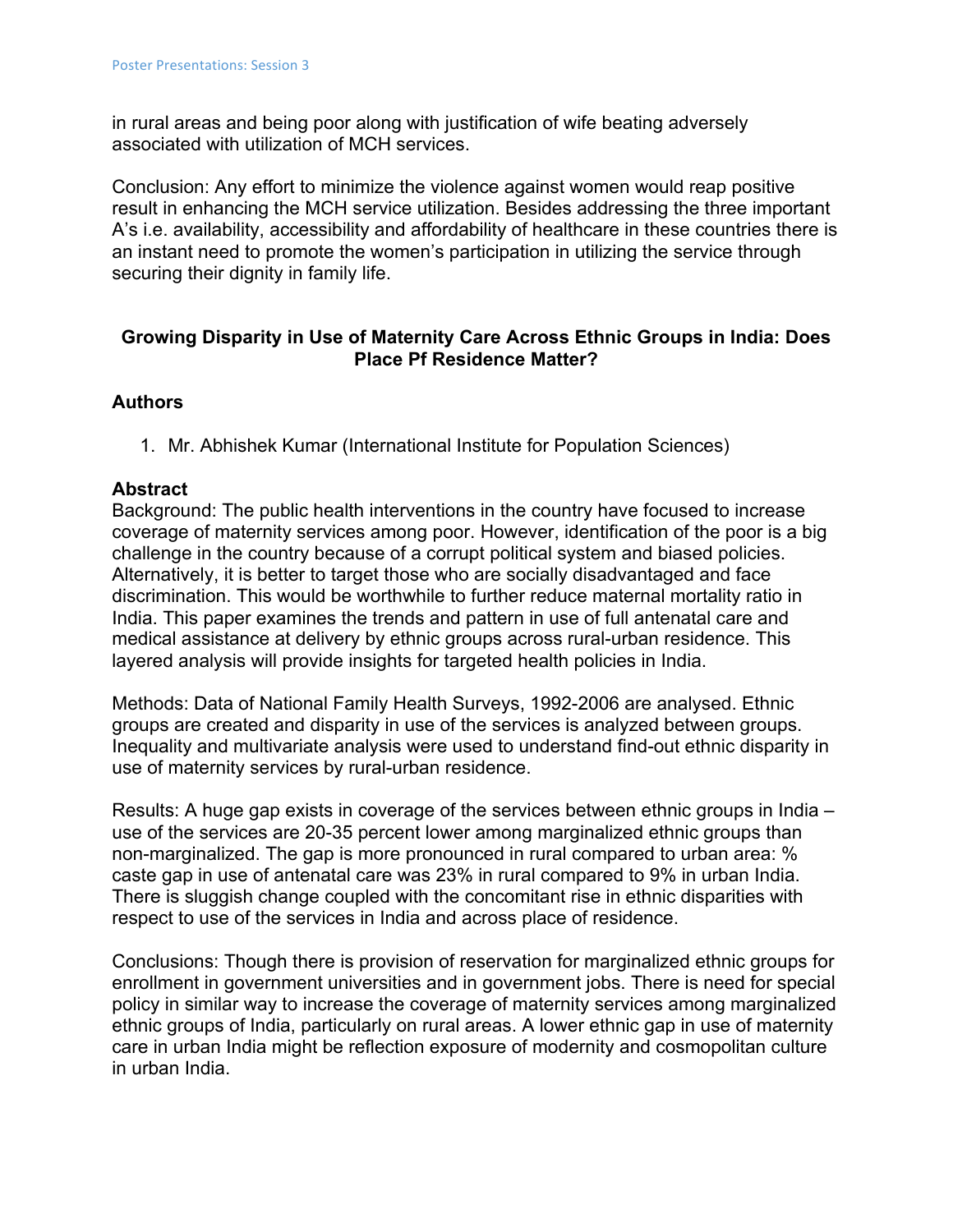in rural areas and being poor along with justification of wife beating adversely associated with utilization of MCH services.

Conclusion: Any effort to minimize the violence against women would reap positive result in enhancing the MCH service utilization. Besides addressing the three important A's i.e. availability, accessibility and affordability of healthcare in these countries there is an instant need to promote the women's participation in utilizing the service through securing their dignity in family life.

## Growing Disparity in Use of Maternity Care Across Ethnic Groups in India: Does Place Pf Residence Matter?

### Authors

1. Mr. Abhishek Kumar (International Institute for Population Sciences)

### Abstract

Background: The public health interventions in the country have focused to increase coverage of maternity services among poor. However, identification of the poor is a big challenge in the country because of a corrupt political system and biased policies. Alternatively, it is better to target those who are socially disadvantaged and face discrimination. This would be worthwhile to further reduce maternal mortality ratio in India. This paper examines the trends and pattern in use of full antenatal care and medical assistance at delivery by ethnic groups across rural-urban residence. This layered analysis will provide insights for targeted health policies in India.

Methods: Data of National Family Health Surveys, 1992-2006 are analysed. Ethnic groups are created and disparity in use of the services is analyzed between groups. Inequality and multivariate analysis were used to understand find-out ethnic disparity in use of maternity services by rural-urban residence.

Results: A huge gap exists in coverage of the services between ethnic groups in India – use of the services are 20-35 percent lower among marginalized ethnic groups than non-marginalized. The gap is more pronounced in rural compared to urban area: % caste gap in use of antenatal care was 23% in rural compared to 9% in urban India. There is sluggish change coupled with the concomitant rise in ethnic disparities with respect to use of the services in India and across place of residence.

Conclusions: Though there is provision of reservation for marginalized ethnic groups for enrollment in government universities and in government jobs. There is need for special policy in similar way to increase the coverage of maternity services among marginalized ethnic groups of India, particularly on rural areas. A lower ethnic gap in use of maternity care in urban India might be reflection exposure of modernity and cosmopolitan culture in urban India.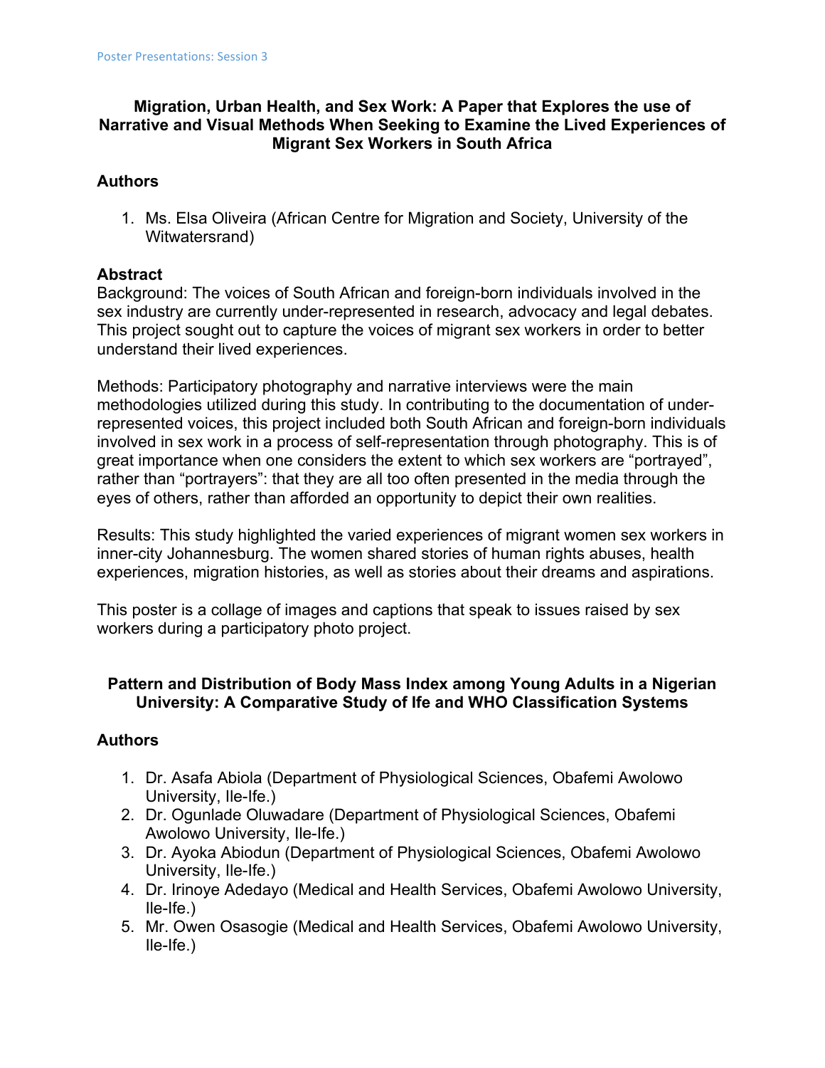## Migration, Urban Health, and Sex Work: A Paper that Explores the use of Narrative and Visual Methods When Seeking to Examine the Lived Experiences of Migrant Sex Workers in South Africa

### Authors

1. Ms. Elsa Oliveira (African Centre for Migration and Society, University of the Witwatersrand)

### Abstract

Background: The voices of South African and foreign-born individuals involved in the sex industry are currently under-represented in research, advocacy and legal debates. This project sought out to capture the voices of migrant sex workers in order to better understand their lived experiences.

Methods: Participatory photography and narrative interviews were the main methodologies utilized during this study. In contributing to the documentation of under-represented voices, this project included both South African and foreign-born individuals involved in sex work in a process of self-representation through photography. This is of great importance when one considers the extent to which sex workers are "portrayed", rather than "portrayers": that they are all too often presented in the media through the eyes of others, rather than afforded an opportunity to depict their own realities.

Results: This study highlighted the varied experiences of migrant women sex workers in inner-city Johannesburg. The women shared stories of human rights abuses, health experiences, migration histories, as well as stories about their dreams and aspirations.

This poster is a collage of images and captions that speak to issues raised by sex workers during a participatory photo project.

## Pattern and Distribution of Body Mass Index among Young Adults in a Nigerian University: A Comparative Study of Ife and WHO Classification Systems

### Authors

1. Dr. Asafa Abiola (Department of Physiological Sciences, Obafemi Awolowo University, Ile-Ife.)
2. Dr. Ogunlade Oluwadare (Department of Physiological Sciences, Obafemi Awolowo University, Ile-Ife.)
3. Dr. Ayoka Abiodun (Department of Physiological Sciences, Obafemi Awolowo University, Ile-Ife.)
4. Dr. Irinoye Adedayo (Medical and Health Services, Obafemi Awolowo University, Ile-Ife.)
5. Mr. Owen Osasogie (Medical and Health Services, Obafemi Awolowo University, Ile-Ife.)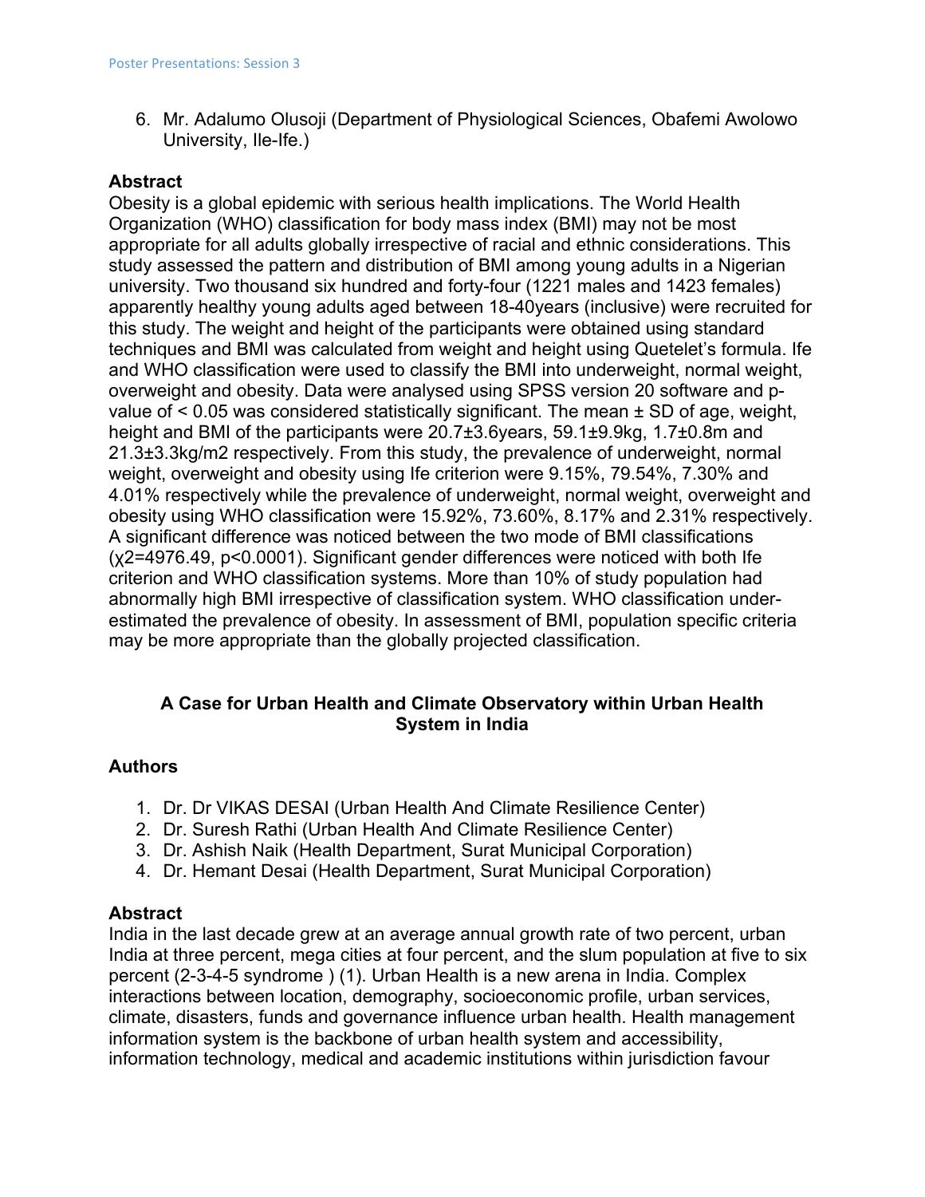6. Mr. Adalumo Olusoji (Department of Physiological Sciences, Obafemi Awolowo University, Ile-Ife.)

### Abstract

Obesity is a global epidemic with serious health implications. The World Health Organization (WHO) classification for body mass index (BMI) may not be most appropriate for all adults globally irrespective of racial and ethnic considerations. This study assessed the pattern and distribution of BMI among young adults in a Nigerian university. Two thousand six hundred and forty-four (1221 males and 1423 females) apparently healthy young adults aged between 18-40years (inclusive) were recruited for this study. The weight and height of the participants were obtained using standard techniques and BMI was calculated from weight and height using Quetelet's formula. Ife and WHO classification were used to classify the BMI into underweight, normal weight, overweight and obesity. Data were analysed using SPSS version 20 software and p-value of $< 0.05$ was considered statistically significant. The mean ± SD of age, weight, height and BMI of the participants were 20.7±3.6years, 59.1±9.9kg, 1.7±0.8m and 21.3±3.3kg/m2 respectively. From this study, the prevalence of underweight, normal weight, overweight and obesity using Ife criterion were 9.15%, 79.54%, 7.30% and 4.01% respectively while the prevalence of underweight, normal weight, overweight and obesity using WHO classification were 15.92%, 73.60%, 8.17% and 2.31% respectively. A significant difference was noticed between the two mode of BMI classifications ($\chi^2$=4976.49, $p<0.0001$). Significant gender differences were noticed with both Ife criterion and WHO classification systems. More than 10% of study population had abnormally high BMI irrespective of classification system. WHO classification under-estimated the prevalence of obesity. In assessment of BMI, population specific criteria may be more appropriate than the globally projected classification.

## A Case for Urban Health and Climate Observatory within Urban Health System in India

### Authors

1. Dr. Dr VIKAS DESAI (Urban Health And Climate Resilience Center)
2. Dr. Suresh Rathi (Urban Health And Climate Resilience Center)
3. Dr. Ashish Naik (Health Department, Surat Municipal Corporation)
4. Dr. Hemant Desai (Health Department, Surat Municipal Corporation)

### Abstract

India in the last decade grew at an average annual growth rate of two percent, urban India at three percent, mega cities at four percent, and the slum population at five to six percent (2-3-4-5 syndrome ) (1). Urban Health is a new arena in India. Complex interactions between location, demography, socioeconomic profile, urban services, climate, disasters, funds and governance influence urban health. Health management information system is the backbone of urban health system and accessibility, information technology, medical and academic institutions within jurisdiction favour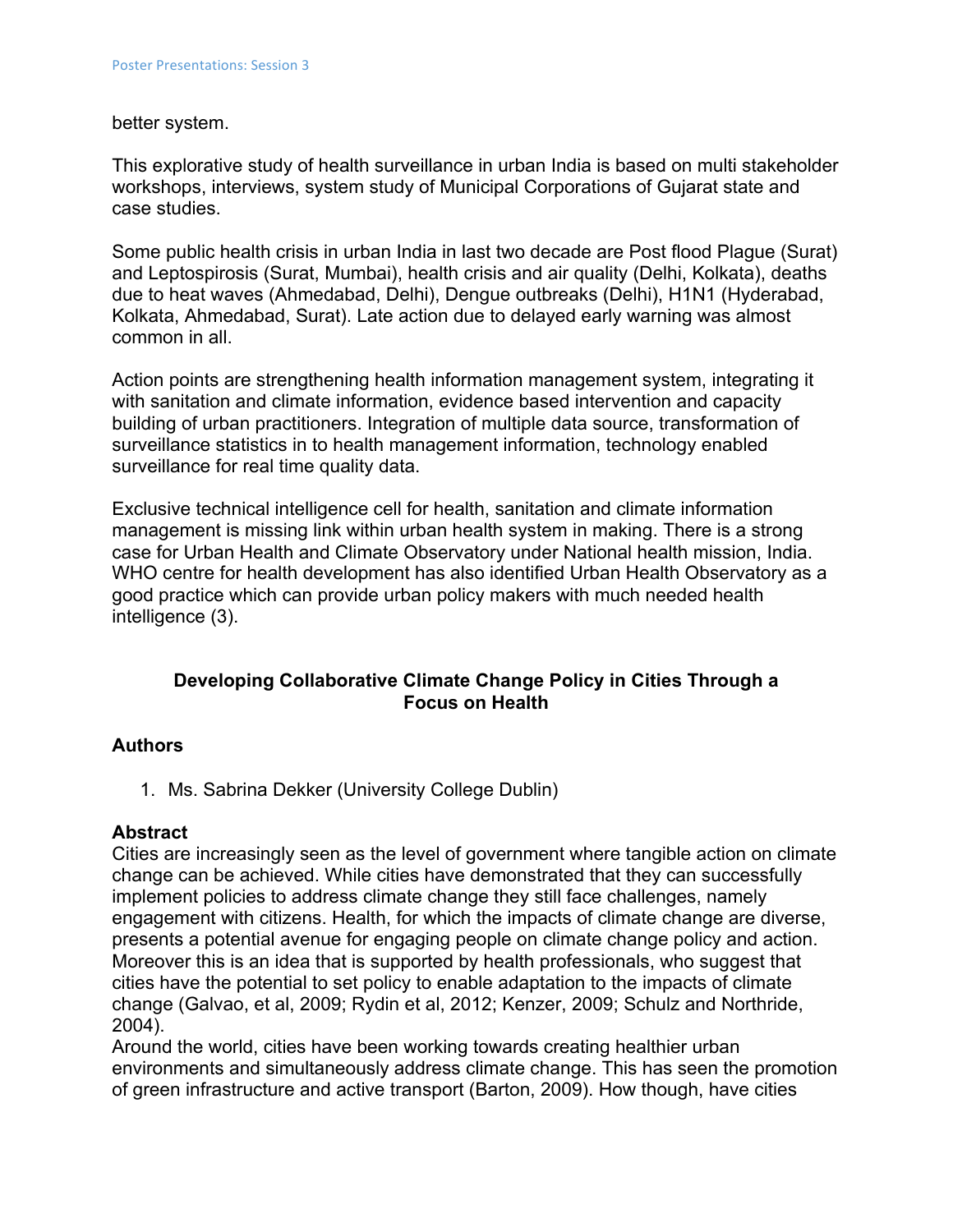better system.

This explorative study of health surveillance in urban India is based on multi stakeholder workshops, interviews, system study of Municipal Corporations of Gujarat state and case studies.

Some public health crisis in urban India in last two decade are Post flood Plague (Surat) and Leptospirosis (Surat, Mumbai), health crisis and air quality (Delhi, Kolkata), deaths due to heat waves (Ahmedabad, Delhi), Dengue outbreaks (Delhi), H1N1 (Hyderabad, Kolkata, Ahmedabad, Surat). Late action due to delayed early warning was almost common in all.

Action points are strengthening health information management system, integrating it with sanitation and climate information, evidence based intervention and capacity building of urban practitioners. Integration of multiple data source, transformation of surveillance statistics in to health management information, technology enabled surveillance for real time quality data.

Exclusive technical intelligence cell for health, sanitation and climate information management is missing link within urban health system in making. There is a strong case for Urban Health and Climate Observatory under National health mission, India. WHO centre for health development has also identified Urban Health Observatory as a good practice which can provide urban policy makers with much needed health intelligence (3).

## Developing Collaborative Climate Change Policy in Cities Through a Focus on Health

### Authors

1. Ms. Sabrina Dekker (University College Dublin)

### Abstract

Cities are increasingly seen as the level of government where tangible action on climate change can be achieved. While cities have demonstrated that they can successfully implement policies to address climate change they still face challenges, namely engagement with citizens. Health, for which the impacts of climate change are diverse, presents a potential avenue for engaging people on climate change policy and action. Moreover this is an idea that is supported by health professionals, who suggest that cities have the potential to set policy to enable adaptation to the impacts of climate change (Galvao, et al, 2009; Rydin et al, 2012; Kenzer, 2009; Schulz and Northride, 2004).

Around the world, cities have been working towards creating healthier urban environments and simultaneously address climate change. This has seen the promotion of green infrastructure and active transport (Barton, 2009). How though, have cities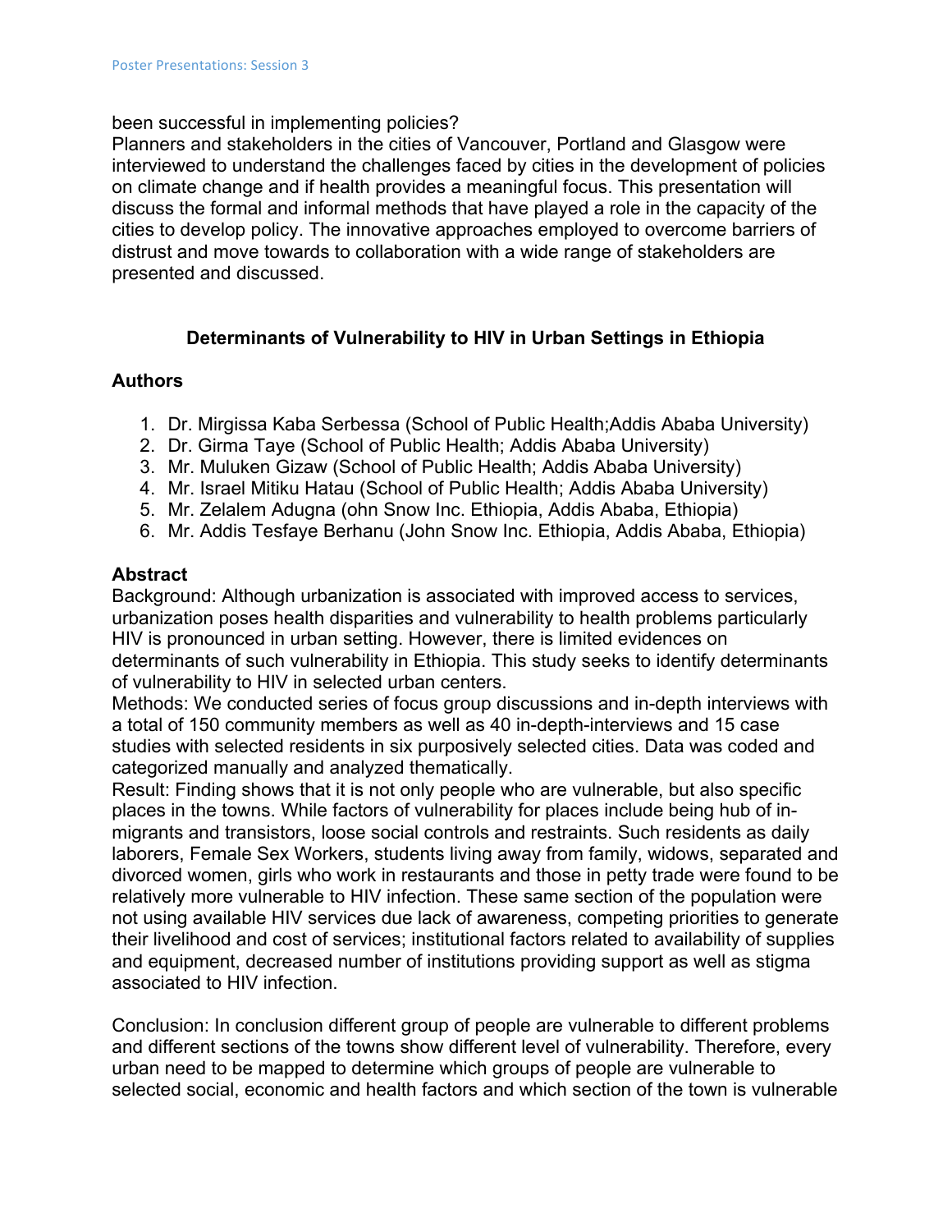been successful in implementing policies?

Planners and stakeholders in the cities of Vancouver, Portland and Glasgow were interviewed to understand the challenges faced by cities in the development of policies on climate change and if health provides a meaningful focus. This presentation will discuss the formal and informal methods that have played a role in the capacity of the cities to develop policy. The innovative approaches employed to overcome barriers of distrust and move towards to collaboration with a wide range of stakeholders are presented and discussed.

## Determinants of Vulnerability to HIV in Urban Settings in Ethiopia

### Authors

1. Dr. Mirgissa Kaba Serbessa (School of Public Health;Addis Ababa University)
2. Dr. Girma Taye (School of Public Health; Addis Ababa University)
3. Mr. Muluken Gizaw (School of Public Health; Addis Ababa University)
4. Mr. Israel Mitiku Hatau (School of Public Health; Addis Ababa University)
5. Mr. Zelalem Adugna (ohn Snow Inc. Ethiopia, Addis Ababa, Ethiopia)
6. Mr. Addis Tesfaye Berhanu (John Snow Inc. Ethiopia, Addis Ababa, Ethiopia)

### Abstract

Background: Although urbanization is associated with improved access to services, urbanization poses health disparities and vulnerability to health problems particularly HIV is pronounced in urban setting. However, there is limited evidences on determinants of such vulnerability in Ethiopia. This study seeks to identify determinants of vulnerability to HIV in selected urban centers.

Methods: We conducted series of focus group discussions and in-depth interviews with a total of 150 community members as well as 40 in-depth-interviews and 15 case studies with selected residents in six purposively selected cities. Data was coded and categorized manually and analyzed thematically.

Result: Finding shows that it is not only people who are vulnerable, but also specific places in the towns. While factors of vulnerability for places include being hub of in-migrants and transistors, loose social controls and restraints. Such residents as daily laborers, Female Sex Workers, students living away from family, widows, separated and divorced women, girls who work in restaurants and those in petty trade were found to be relatively more vulnerable to HIV infection. These same section of the population were not using available HIV services due lack of awareness, competing priorities to generate their livelihood and cost of services; institutional factors related to availability of supplies and equipment, decreased number of institutions providing support as well as stigma associated to HIV infection.

Conclusion: In conclusion different group of people are vulnerable to different problems and different sections of the towns show different level of vulnerability. Therefore, every urban need to be mapped to determine which groups of people are vulnerable to selected social, economic and health factors and which section of the town is vulnerable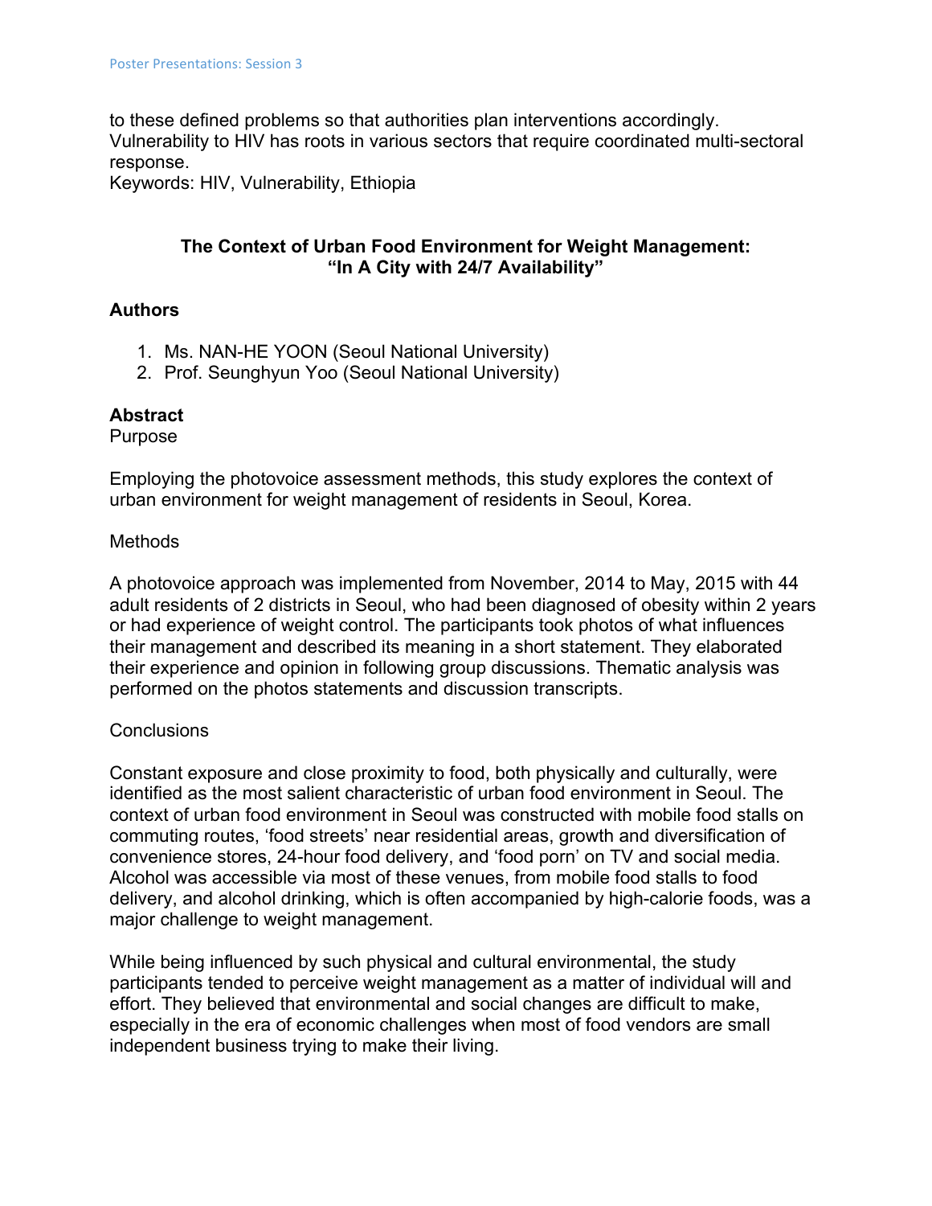to these defined problems so that authorities plan interventions accordingly. Vulnerability to HIV has roots in various sectors that require coordinated multi-sectoral response.
Keywords: HIV, Vulnerability, Ethiopia

## The Context of Urban Food Environment for Weight Management: "In A City with 24/7 Availability"

### Authors

1. Ms. NAN-HE YOON (Seoul National University)
2. Prof. Seunghyun Yoo (Seoul National University)

### Abstract

Purpose

Employing the photovoice assessment methods, this study explores the context of urban environment for weight management of residents in Seoul, Korea.

Methods

A photovoice approach was implemented from November, 2014 to May, 2015 with 44 adult residents of 2 districts in Seoul, who had been diagnosed of obesity within 2 years or had experience of weight control. The participants took photos of what influences their management and described its meaning in a short statement. They elaborated their experience and opinion in following group discussions. Thematic analysis was performed on the photos statements and discussion transcripts.

Conclusions

Constant exposure and close proximity to food, both physically and culturally, were identified as the most salient characteristic of urban food environment in Seoul. The context of urban food environment in Seoul was constructed with mobile food stalls on commuting routes, 'food streets' near residential areas, growth and diversification of convenience stores, 24-hour food delivery, and 'food porn' on TV and social media. Alcohol was accessible via most of these venues, from mobile food stalls to food delivery, and alcohol drinking, which is often accompanied by high-calorie foods, was a major challenge to weight management.

While being influenced by such physical and cultural environmental, the study participants tended to perceive weight management as a matter of individual will and effort. They believed that environmental and social changes are difficult to make, especially in the era of economic challenges when most of food vendors are small independent business trying to make their living.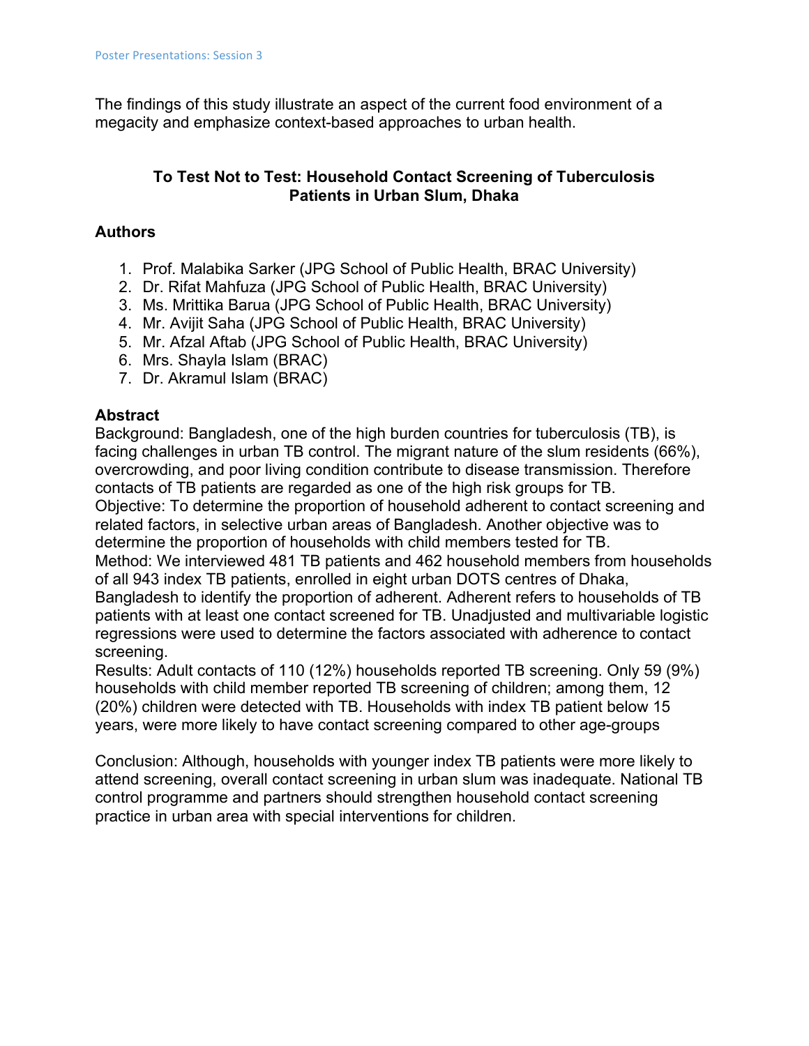The findings of this study illustrate an aspect of the current food environment of a megacity and emphasize context-based approaches to urban health.

## To Test Not to Test: Household Contact Screening of Tuberculosis Patients in Urban Slum, Dhaka

### Authors

1. Prof. Malabika Sarker (JPG School of Public Health, BRAC University)
2. Dr. Rifat Mahfuza (JPG School of Public Health, BRAC University)
3. Ms. Mrittika Barua (JPG School of Public Health, BRAC University)
4. Mr. Avijit Saha (JPG School of Public Health, BRAC University)
5. Mr. Afzal Aftab (JPG School of Public Health, BRAC University)
6. Mrs. Shayla Islam (BRAC)
7. Dr. Akramul Islam (BRAC)

### Abstract

Background: Bangladesh, one of the high burden countries for tuberculosis (TB), is facing challenges in urban TB control. The migrant nature of the slum residents (66%), overcrowding, and poor living condition contribute to disease transmission. Therefore contacts of TB patients are regarded as one of the high risk groups for TB.

Objective: To determine the proportion of household adherent to contact screening and related factors, in selective urban areas of Bangladesh. Another objective was to determine the proportion of households with child members tested for TB.

Method: We interviewed 481 TB patients and 462 household members from households of all 943 index TB patients, enrolled in eight urban DOTS centres of Dhaka, Bangladesh to identify the proportion of adherent. Adherent refers to households of TB patients with at least one contact screened for TB. Unadjusted and multivariable logistic regressions were used to determine the factors associated with adherence to contact screening.

Results: Adult contacts of 110 (12%) households reported TB screening. Only 59 (9%) households with child member reported TB screening of children; among them, 12 (20%) children were detected with TB. Households with index TB patient below 15 years, were more likely to have contact screening compared to other age-groups

Conclusion: Although, households with younger index TB patients were more likely to attend screening, overall contact screening in urban slum was inadequate. National TB control programme and partners should strengthen household contact screening practice in urban area with special interventions for children.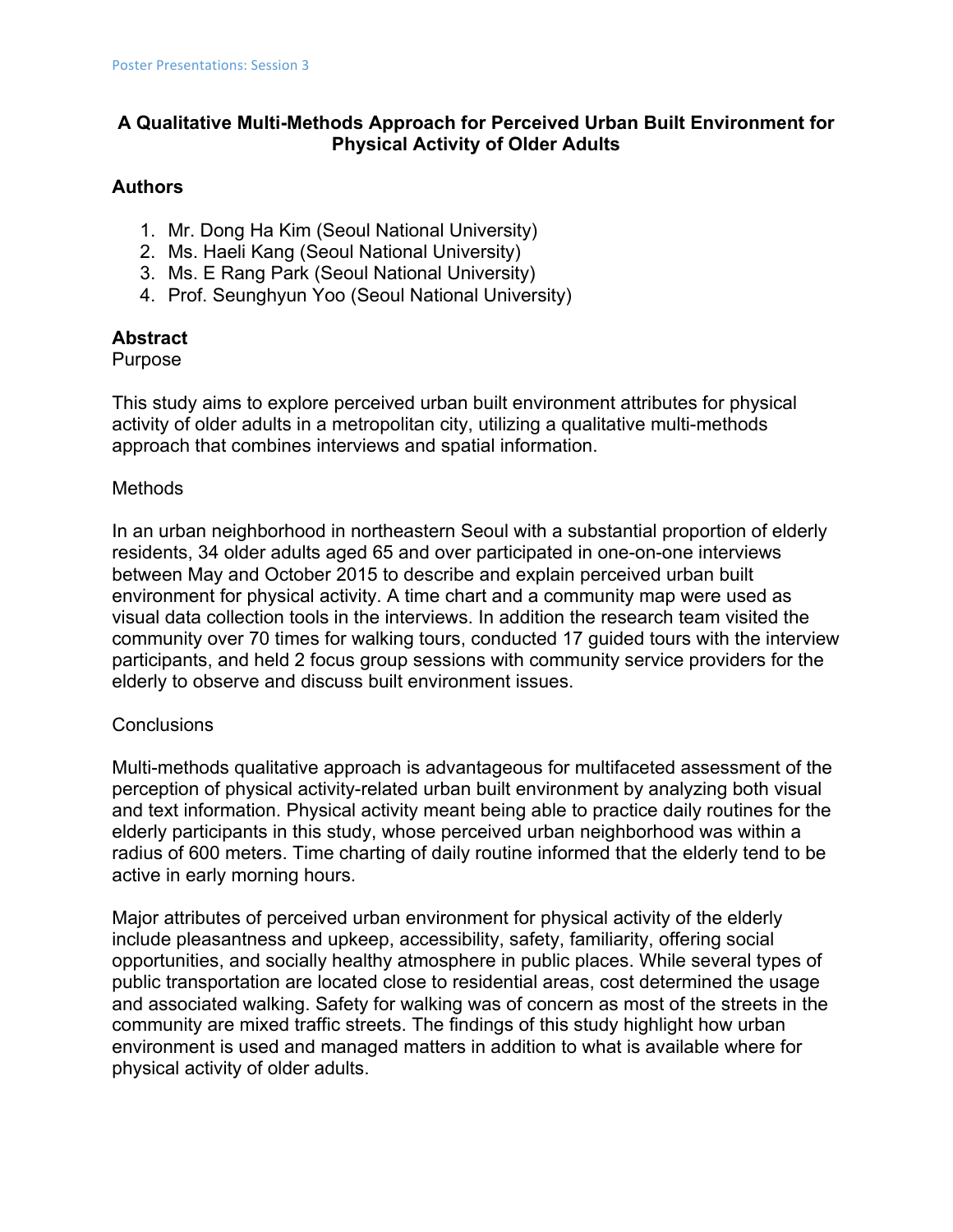# A Qualitative Multi-Methods Approach for Perceived Urban Built Environment for Physical Activity of Older Adults

## Authors

1. Mr. Dong Ha Kim (Seoul National University)
2. Ms. Haeli Kang (Seoul National University)
3. Ms. E Rang Park (Seoul National University)
4. Prof. Seunghyun Yoo (Seoul National University)

## Abstract

Purpose

This study aims to explore perceived urban built environment attributes for physical activity of older adults in a metropolitan city, utilizing a qualitative multi-methods approach that combines interviews and spatial information.

Methods

In an urban neighborhood in northeastern Seoul with a substantial proportion of elderly residents, 34 older adults aged 65 and over participated in one-on-one interviews between May and October 2015 to describe and explain perceived urban built environment for physical activity. A time chart and a community map were used as visual data collection tools in the interviews. In addition the research team visited the community over 70 times for walking tours, conducted 17 guided tours with the interview participants, and held 2 focus group sessions with community service providers for the elderly to observe and discuss built environment issues.

Conclusions

Multi-methods qualitative approach is advantageous for multifaceted assessment of the perception of physical activity-related urban built environment by analyzing both visual and text information. Physical activity meant being able to practice daily routines for the elderly participants in this study, whose perceived urban neighborhood was within a radius of 600 meters. Time charting of daily routine informed that the elderly tend to be active in early morning hours.

Major attributes of perceived urban environment for physical activity of the elderly include pleasantness and upkeep, accessibility, safety, familiarity, offering social opportunities, and socially healthy atmosphere in public places. While several types of public transportation are located close to residential areas, cost determined the usage and associated walking. Safety for walking was of concern as most of the streets in the community are mixed traffic streets. The findings of this study highlight how urban environment is used and managed matters in addition to what is available where for physical activity of older adults.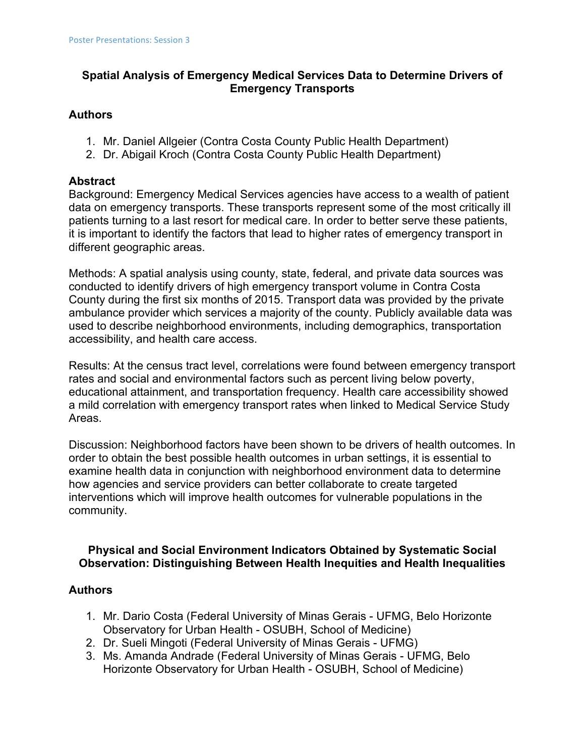## Spatial Analysis of Emergency Medical Services Data to Determine Drivers of Emergency Transports

### Authors

1. Mr. Daniel Allgeier (Contra Costa County Public Health Department)
2. Dr. Abigail Kroch (Contra Costa County Public Health Department)

### Abstract

Background: Emergency Medical Services agencies have access to a wealth of patient data on emergency transports. These transports represent some of the most critically ill patients turning to a last resort for medical care. In order to better serve these patients, it is important to identify the factors that lead to higher rates of emergency transport in different geographic areas.

Methods: A spatial analysis using county, state, federal, and private data sources was conducted to identify drivers of high emergency transport volume in Contra Costa County during the first six months of 2015. Transport data was provided by the private ambulance provider which services a majority of the county. Publicly available data was used to describe neighborhood environments, including demographics, transportation accessibility, and health care access.

Results: At the census tract level, correlations were found between emergency transport rates and social and environmental factors such as percent living below poverty, educational attainment, and transportation frequency. Health care accessibility showed a mild correlation with emergency transport rates when linked to Medical Service Study Areas.

Discussion: Neighborhood factors have been shown to be drivers of health outcomes. In order to obtain the best possible health outcomes in urban settings, it is essential to examine health data in conjunction with neighborhood environment data to determine how agencies and service providers can better collaborate to create targeted interventions which will improve health outcomes for vulnerable populations in the community.

## Physical and Social Environment Indicators Obtained by Systematic Social Observation: Distinguishing Between Health Inequities and Health Inequalities

### Authors

1. Mr. Dario Costa (Federal University of Minas Gerais - UFMG, Belo Horizonte Observatory for Urban Health - OSUBH, School of Medicine)
2. Dr. Sueli Mingoti (Federal University of Minas Gerais - UFMG)
3. Ms. Amanda Andrade (Federal University of Minas Gerais - UFMG, Belo Horizonte Observatory for Urban Health - OSUBH, School of Medicine)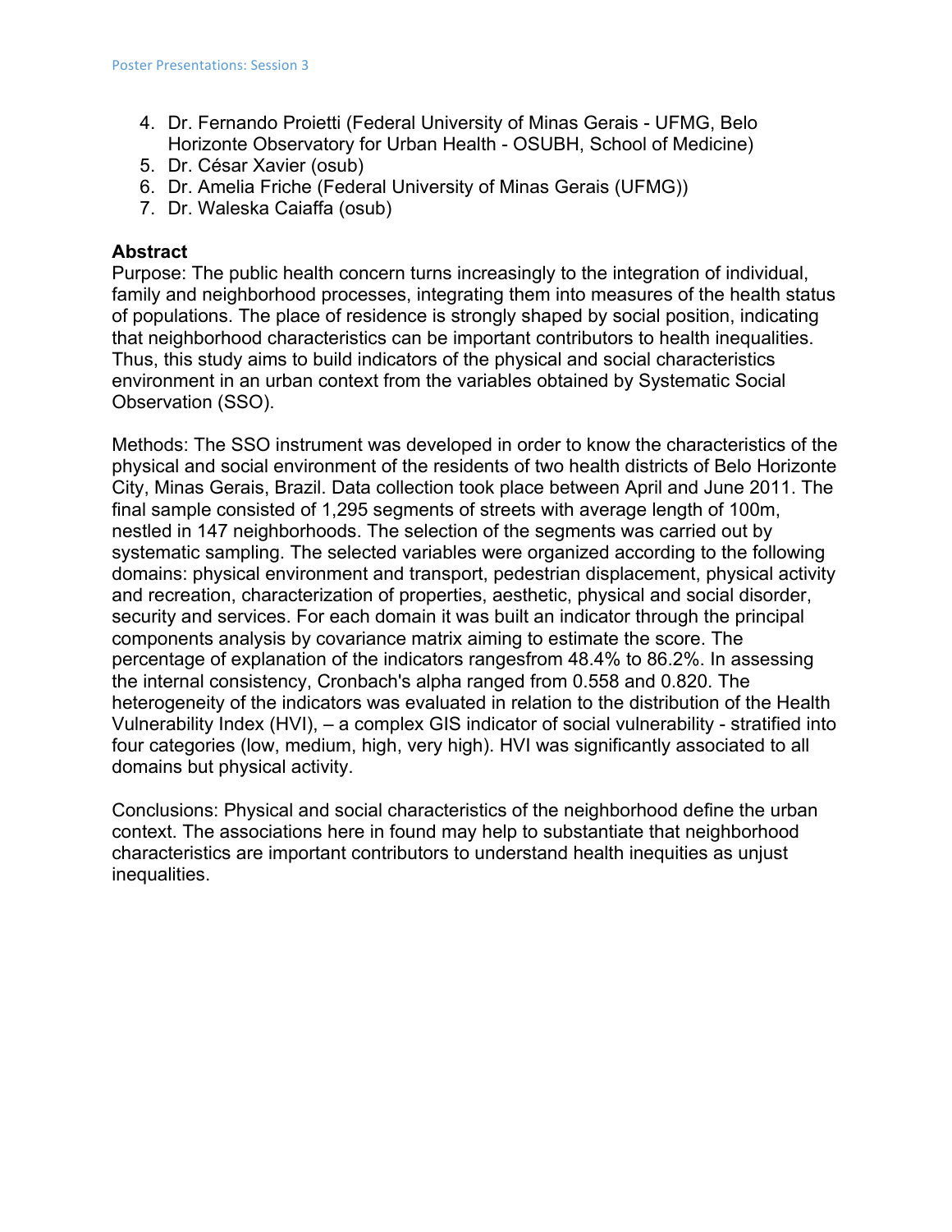4. Dr. Fernando Proietti (Federal University of Minas Gerais - UFMG, Belo Horizonte Observatory for Urban Health - OSUBH, School of Medicine)
5. Dr. César Xavier (osub)
6. Dr. Amelia Friche (Federal University of Minas Gerais (UFMG))
7. Dr. Waleska Caiaffa (osub)

**Abstract**

Purpose: The public health concern turns increasingly to the integration of individual, family and neighborhood processes, integrating them into measures of the health status of populations. The place of residence is strongly shaped by social position, indicating that neighborhood characteristics can be important contributors to health inequalities. Thus, this study aims to build indicators of the physical and social characteristics environment in an urban context from the variables obtained by Systematic Social Observation (SSO).

Methods: The SSO instrument was developed in order to know the characteristics of the physical and social environment of the residents of two health districts of Belo Horizonte City, Minas Gerais, Brazil. Data collection took place between April and June 2011. The final sample consisted of 1,295 segments of streets with average length of 100m, nestled in 147 neighborhoods. The selection of the segments was carried out by systematic sampling. The selected variables were organized according to the following domains: physical environment and transport, pedestrian displacement, physical activity and recreation, characterization of properties, aesthetic, physical and social disorder, security and services. For each domain it was built an indicator through the principal components analysis by covariance matrix aiming to estimate the score. The percentage of explanation of the indicators rangesfrom 48.4% to 86.2%. In assessing the internal consistency, Cronbach's alpha ranged from 0.558 and 0.820. The heterogeneity of the indicators was evaluated in relation to the distribution of the Health Vulnerability Index (HVI), – a complex GIS indicator of social vulnerability - stratified into four categories (low, medium, high, very high). HVI was significantly associated to all domains but physical activity.

Conclusions: Physical and social characteristics of the neighborhood define the urban context. The associations here in found may help to substantiate that neighborhood characteristics are important contributors to understand health inequities as unjust inequalities.